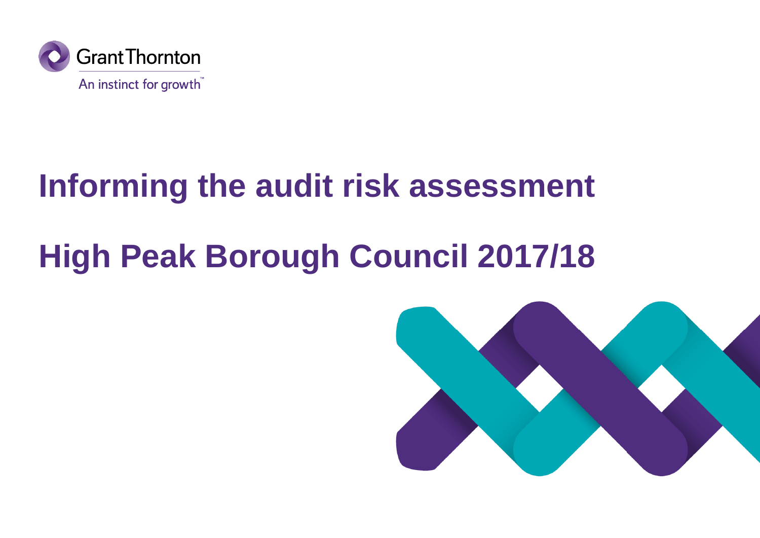Grant Thornton

An instinct for growth™

# Informing the audit risk assessment

# High Peak Borough Council 2017/18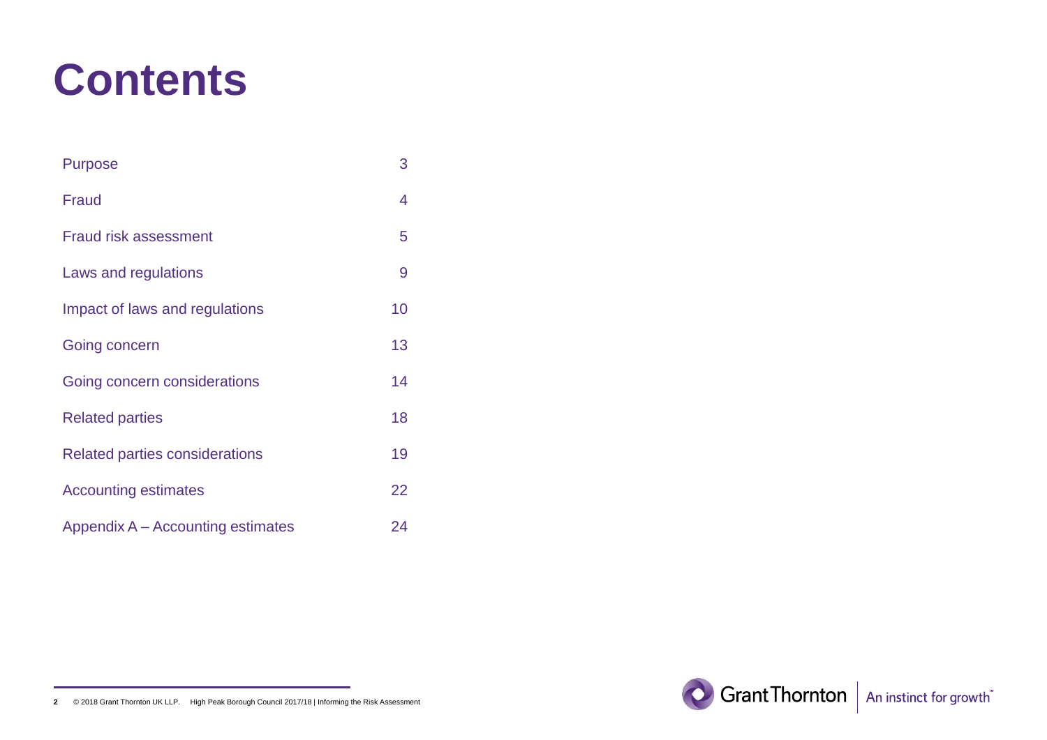# Contents

| | |
|---|---|
| Purpose | 3 |
| Fraud | 4 |
| Fraud risk assessment | 5 |
| Laws and regulations | 9 |
| Impact of laws and regulations | 10 |
| Going concern | 13 |
| Going concern considerations | 14 |
| Related parties | 18 |
| Related parties considerations | 19 |
| Accounting estimates | 22 |
| Appendix A – Accounting estimates | 24 |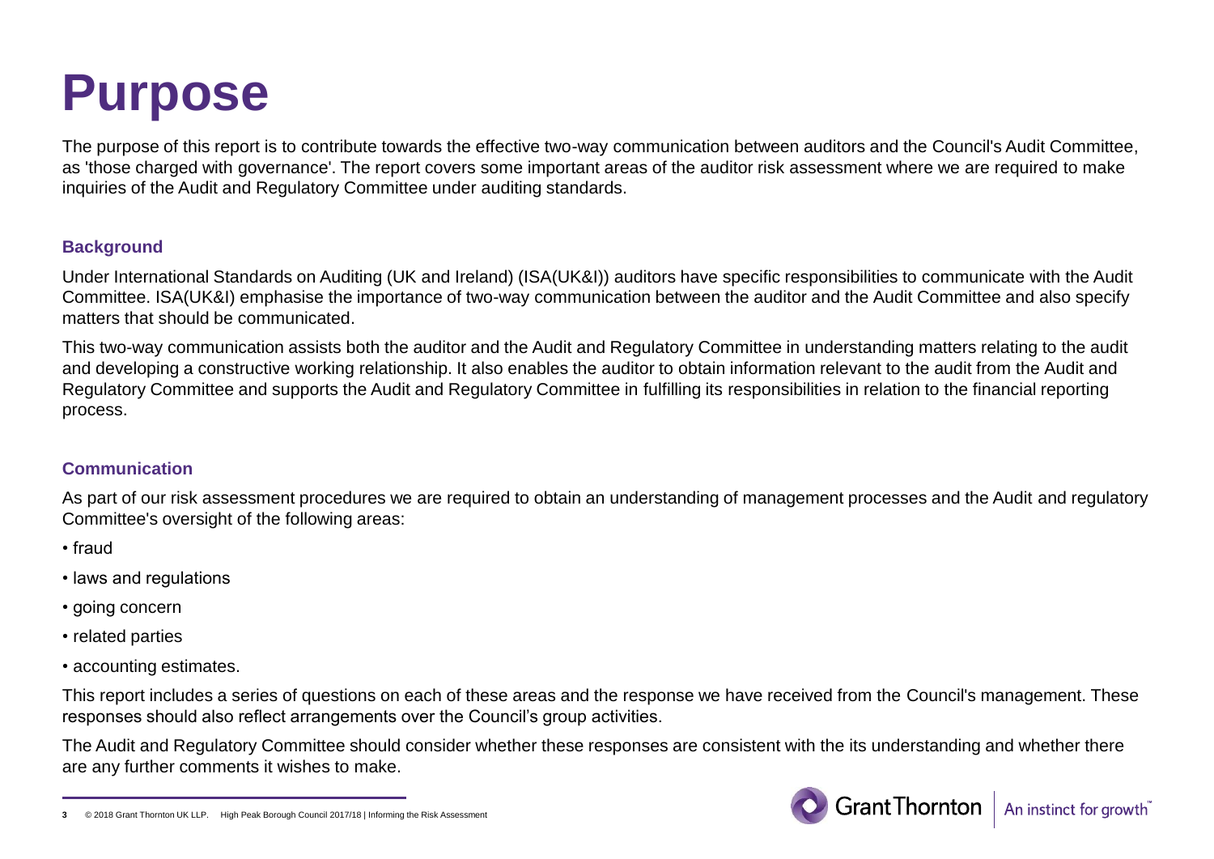# Purpose

The purpose of this report is to contribute towards the effective two-way communication between auditors and the Council's Audit Committee, as 'those charged with governance'. The report covers some important areas of the auditor risk assessment where we are required to make inquiries of the Audit and Regulatory Committee under auditing standards.

### Background

Under International Standards on Auditing (UK and Ireland) (ISA(UK&I)) auditors have specific responsibilities to communicate with the Audit Committee. ISA(UK&I) emphasise the importance of two-way communication between the auditor and the Audit Committee and also specify matters that should be communicated.

This two-way communication assists both the auditor and the Audit and Regulatory Committee in understanding matters relating to the audit and developing a constructive working relationship. It also enables the auditor to obtain information relevant to the audit from the Audit and Regulatory Committee and supports the Audit and Regulatory Committee in fulfilling its responsibilities in relation to the financial reporting process.

### Communication

As part of our risk assessment procedures we are required to obtain an understanding of management processes and the Audit and regulatory Committee's oversight of the following areas:

- fraud
- laws and regulations
- going concern
- related parties
- accounting estimates.

This report includes a series of questions on each of these areas and the response we have received from the Council's management. These responses should also reflect arrangements over the Council's group activities.

The Audit and Regulatory Committee should consider whether these responses are consistent with the its understanding and whether there are any further comments it wishes to make.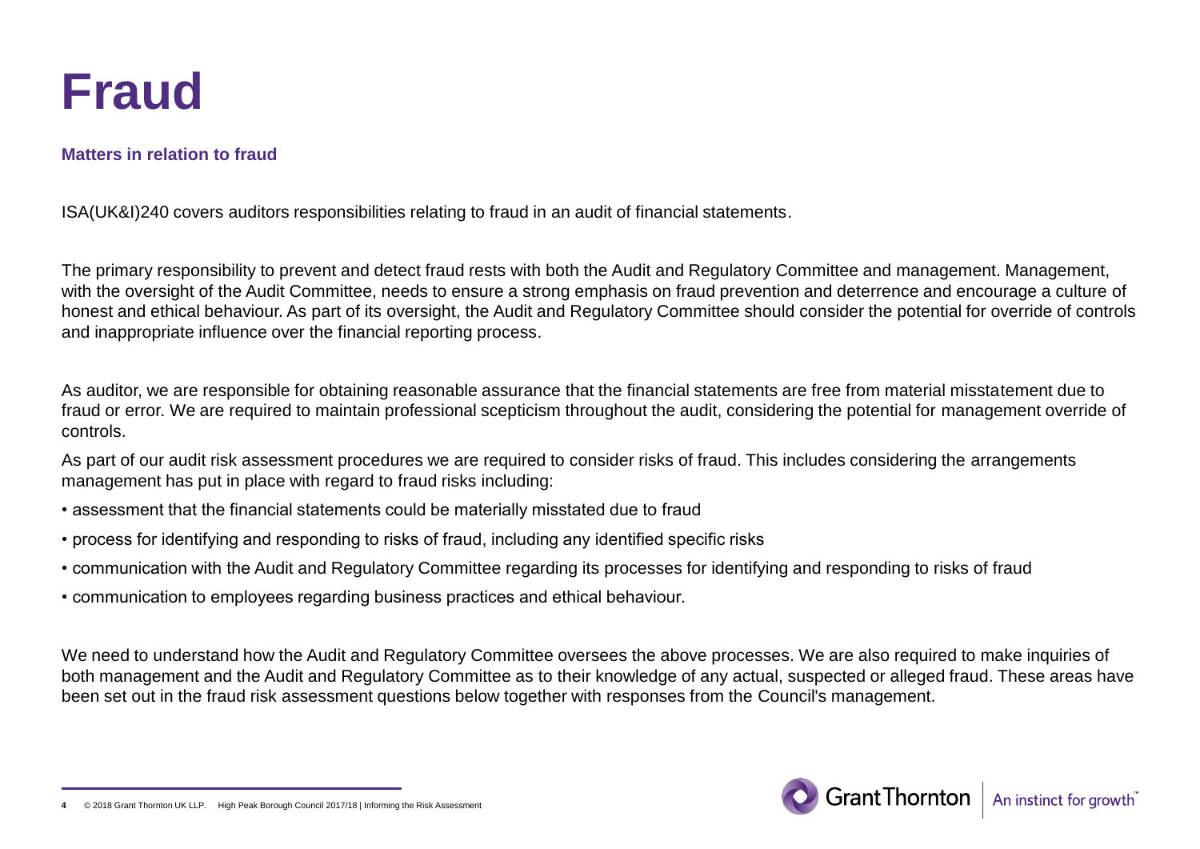# Fraud

### Matters in relation to fraud

ISA(UK&I)240 covers auditors responsibilities relating to fraud in an audit of financial statements.

The primary responsibility to prevent and detect fraud rests with both the Audit and Regulatory Committee and management. Management, with the oversight of the Audit Committee, needs to ensure a strong emphasis on fraud prevention and deterrence and encourage a culture of honest and ethical behaviour. As part of its oversight, the Audit and Regulatory Committee should consider the potential for override of controls and inappropriate influence over the financial reporting process.

As auditor, we are responsible for obtaining reasonable assurance that the financial statements are free from material misstatement due to fraud or error. We are required to maintain professional scepticism throughout the audit, considering the potential for management override of controls.

As part of our audit risk assessment procedures we are required to consider risks of fraud. This includes considering the arrangements management has put in place with regard to fraud risks including:

- assessment that the financial statements could be materially misstated due to fraud
- process for identifying and responding to risks of fraud, including any identified specific risks
- communication with the Audit and Regulatory Committee regarding its processes for identifying and responding to risks of fraud
- communication to employees regarding business practices and ethical behaviour.

We need to understand how the Audit and Regulatory Committee oversees the above processes. We are also required to make inquiries of both management and the Audit and Regulatory Committee as to their knowledge of any actual, suspected or alleged fraud. These areas have been set out in the fraud risk assessment questions below together with responses from the Council's management.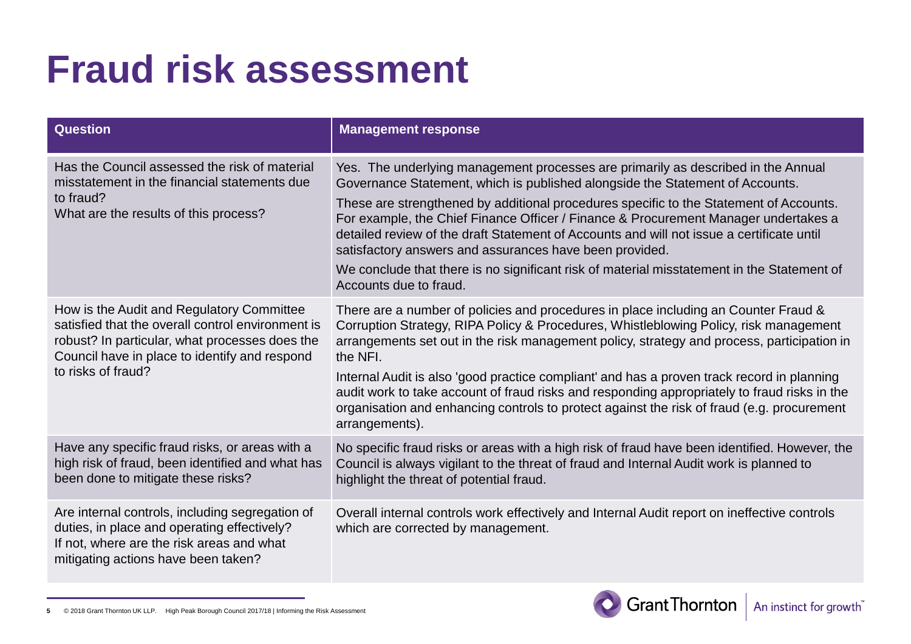# Fraud risk assessment

| Question | Management response |
| --- | --- |
| Has the Council assessed the risk of material misstatement in the financial statements due to fraud?<br>What are the results of this process? | Yes. The underlying management processes are primarily as described in the Annual Governance Statement, which is published alongside the Statement of Accounts.<br>These are strengthened by additional procedures specific to the Statement of Accounts. For example, the Chief Finance Officer / Finance & Procurement Manager undertakes a detailed review of the draft Statement of Accounts and will not issue a certificate until satisfactory answers and assurances have been provided.<br>We conclude that there is no significant risk of material misstatement in the Statement of Accounts due to fraud. |
| How is the Audit and Regulatory Committee satisfied that the overall control environment is robust? In particular, what processes does the Council have in place to identify and respond to risks of fraud? | There are a number of policies and procedures in place including an Counter Fraud & Corruption Strategy, RIPA Policy & Procedures, Whistleblowing Policy, risk management arrangements set out in the risk management policy, strategy and process, participation in the NFI.<br>Internal Audit is also 'good practice compliant' and has a proven track record in planning audit work to take account of fraud risks and responding appropriately to fraud risks in the organisation and enhancing controls to protect against the risk of fraud (e.g. procurement arrangements). |
| Have any specific fraud risks, or areas with a high risk of fraud, been identified and what has been done to mitigate these risks? | No specific fraud risks or areas with a high risk of fraud have been identified. However, the Council is always vigilant to the threat of fraud and Internal Audit work is planned to highlight the threat of potential fraud. |
| Are internal controls, including segregation of duties, in place and operating effectively? If not, where are the risk areas and what mitigating actions have been taken? | Overall internal controls work effectively and Internal Audit report on ineffective controls which are corrected by management. |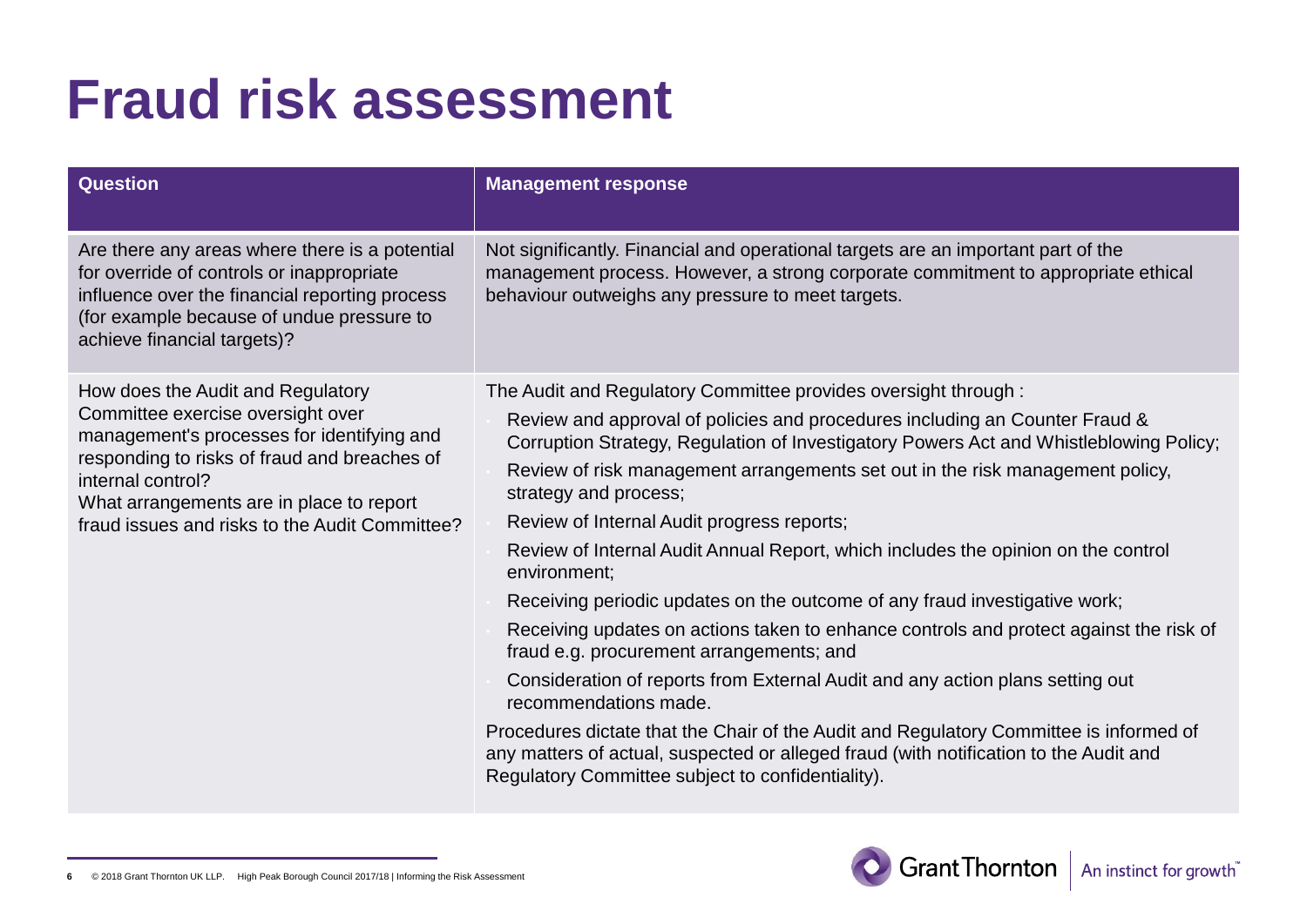# Fraud risk assessment

| Question | Management response |
|---|---|
| Are there any areas where there is a potential for override of controls or inappropriate influence over the financial reporting process (for example because of undue pressure to achieve financial targets)? | Not significantly. Financial and operational targets are an important part of the management process. However, a strong corporate commitment to appropriate ethical behaviour outweighs any pressure to meet targets. |
| How does the Audit and Regulatory Committee exercise oversight over management's processes for identifying and responding to risks of fraud and breaches of internal control?<br>What arrangements are in place to report fraud issues and risks to the Audit Committee? | The Audit and Regulatory Committee provides oversight through :<br>- Review and approval of policies and procedures including an Counter Fraud & Corruption Strategy, Regulation of Investigatory Powers Act and Whistleblowing Policy;<br>- Review of risk management arrangements set out in the risk management policy, strategy and process;<br>- Review of Internal Audit progress reports;<br>- Review of Internal Audit Annual Report, which includes the opinion on the control environment;<br>- Receiving periodic updates on the outcome of any fraud investigative work;<br>- Receiving updates on actions taken to enhance controls and protect against the risk of fraud e.g. procurement arrangements; and<br>- Consideration of reports from External Audit and any action plans setting out recommendations made.<br><br>Procedures dictate that the Chair of the Audit and Regulatory Committee is informed of any matters of actual, suspected or alleged fraud (with notification to the Audit and Regulatory Committee subject to confidentiality). |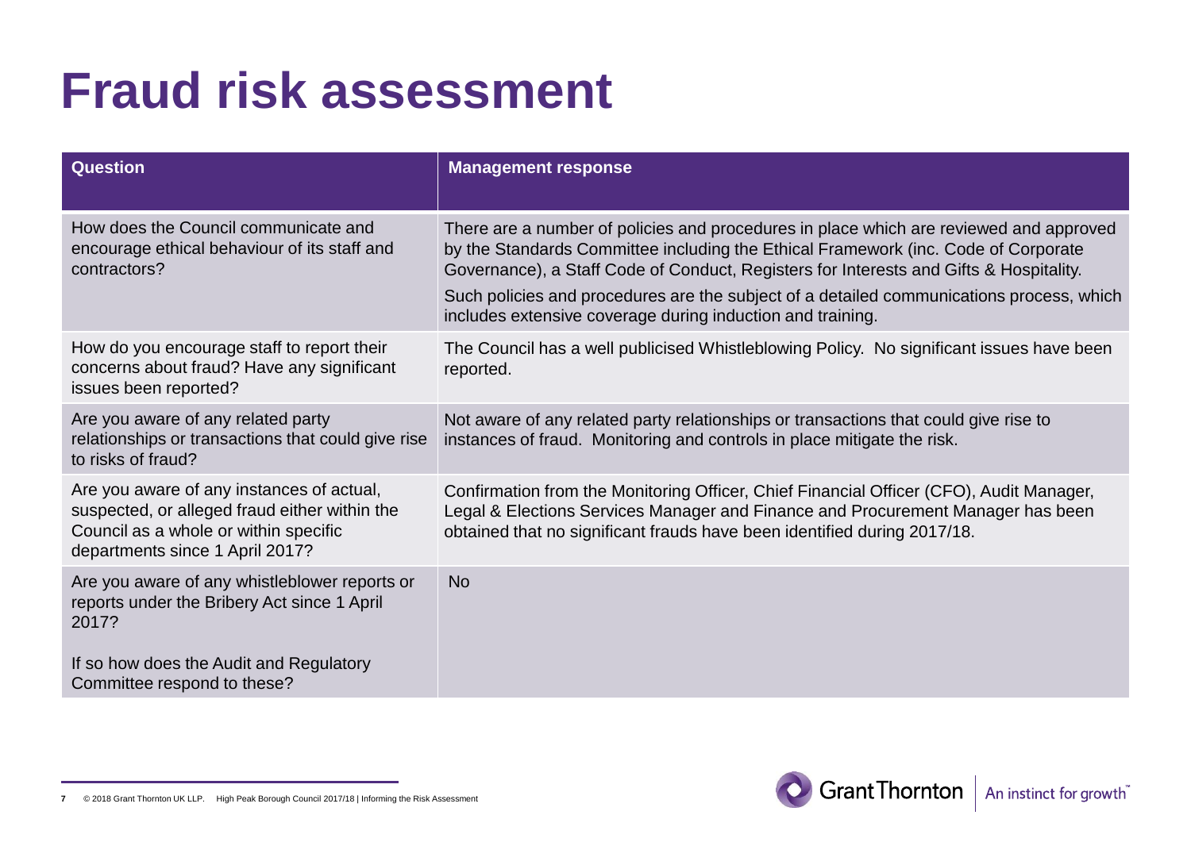# Fraud risk assessment

| Question | Management response |
| --- | --- |
| How does the Council communicate and encourage ethical behaviour of its staff and contractors? | There are a number of policies and procedures in place which are reviewed and approved by the Standards Committee including the Ethical Framework (inc. Code of Corporate Governance), a Staff Code of Conduct, Registers for Interests and Gifts & Hospitality.<br><br>Such policies and procedures are the subject of a detailed communications process, which includes extensive coverage during induction and training. |
| How do you encourage staff to report their concerns about fraud? Have any significant issues been reported? | The Council has a well publicised Whistleblowing Policy. No significant issues have been reported. |
| Are you aware of any related party relationships or transactions that could give rise to risks of fraud? | Not aware of any related party relationships or transactions that could give rise to instances of fraud. Monitoring and controls in place mitigate the risk. |
| Are you aware of any instances of actual, suspected, or alleged fraud either within the Council as a whole or within specific departments since 1 April 2017? | Confirmation from the Monitoring Officer, Chief Financial Officer (CFO), Audit Manager, Legal & Elections Services Manager and Finance and Procurement Manager has been obtained that no significant frauds have been identified during 2017/18. |
| Are you aware of any whistleblower reports or reports under the Bribery Act since 1 April 2017?<br><br>If so how does the Audit and Regulatory Committee respond to these? | No |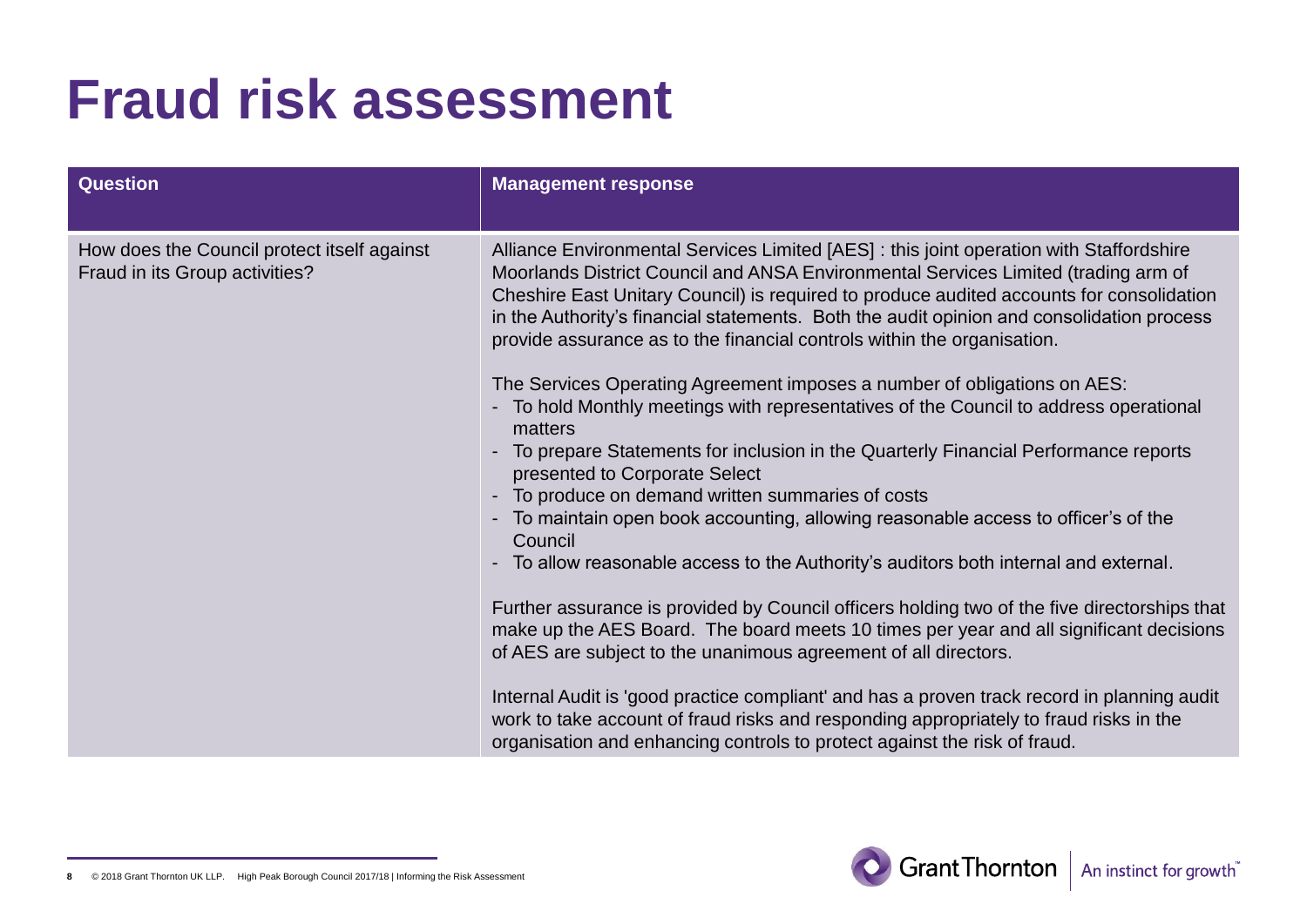# Fraud risk assessment

| Question | Management response |
| --- | --- |
| How does the Council protect itself against Fraud in its Group activities? | Alliance Environmental Services Limited [AES] : this joint operation with Staffordshire Moorlands District Council and ANSA Environmental Services Limited (trading arm of Cheshire East Unitary Council) is required to produce audited accounts for consolidation in the Authority's financial statements. Both the audit opinion and consolidation process provide assurance as to the financial controls within the organisation.<br><br>The Services Operating Agreement imposes a number of obligations on AES:<br>- To hold Monthly meetings with representatives of the Council to address operational matters<br>- To prepare Statements for inclusion in the Quarterly Financial Performance reports presented to Corporate Select<br>- To produce on demand written summaries of costs<br>- To maintain open book accounting, allowing reasonable access to officer's of the Council<br>- To allow reasonable access to the Authority's auditors both internal and external.<br><br>Further assurance is provided by Council officers holding two of the five directorships that make up the AES Board. The board meets 10 times per year and all significant decisions of AES are subject to the unanimous agreement of all directors.<br><br>Internal Audit is 'good practice compliant' and has a proven track record in planning audit work to take account of fraud risks and responding appropriately to fraud risks in the organisation and enhancing controls to protect against the risk of fraud. |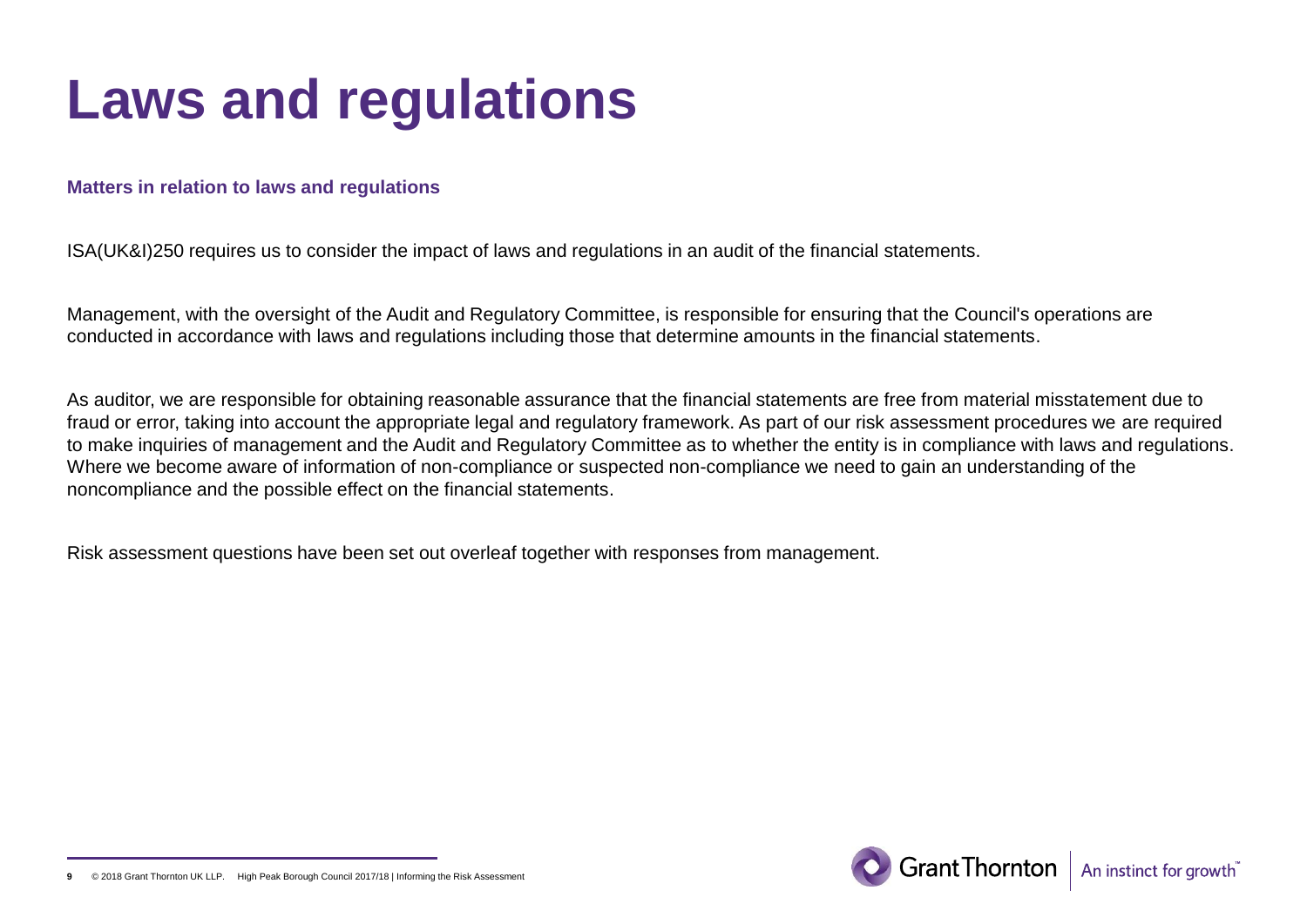# Laws and regulations

### Matters in relation to laws and regulations

ISA(UK&I)250 requires us to consider the impact of laws and regulations in an audit of the financial statements.

Management, with the oversight of the Audit and Regulatory Committee, is responsible for ensuring that the Council's operations are conducted in accordance with laws and regulations including those that determine amounts in the financial statements.

As auditor, we are responsible for obtaining reasonable assurance that the financial statements are free from material misstatement due to fraud or error, taking into account the appropriate legal and regulatory framework. As part of our risk assessment procedures we are required to make inquiries of management and the Audit and Regulatory Committee as to whether the entity is in compliance with laws and regulations. Where we become aware of information of non-compliance or suspected non-compliance we need to gain an understanding of the noncompliance and the possible effect on the financial statements.

Risk assessment questions have been set out overleaf together with responses from management.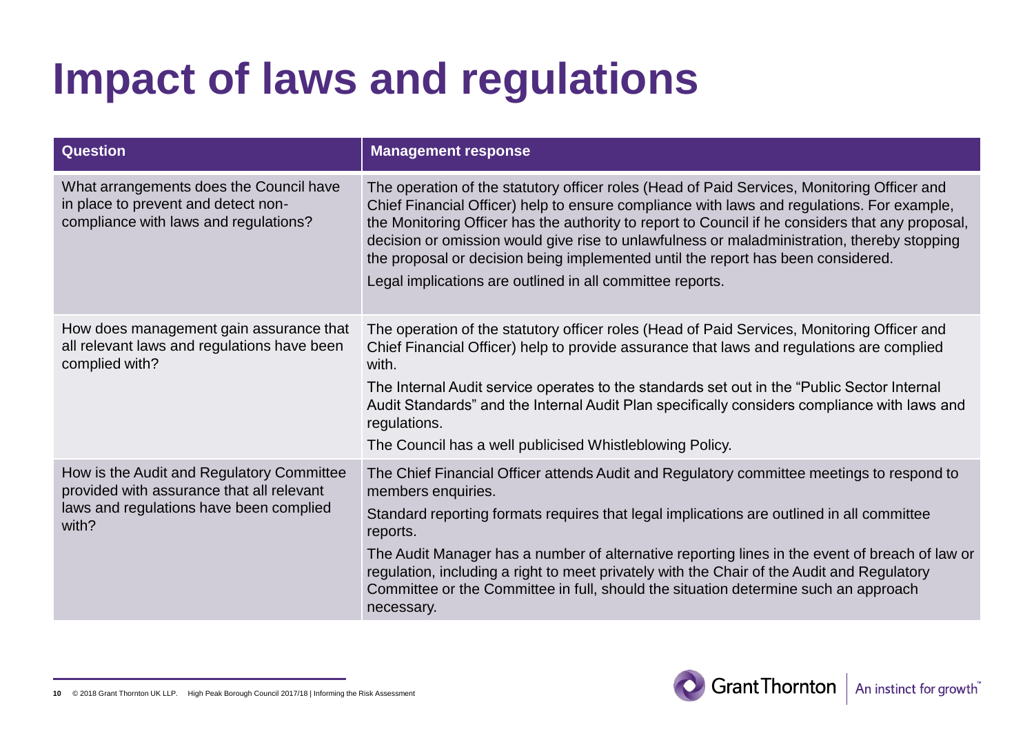# Impact of laws and regulations

| Question | Management response |
|---|---|
| What arrangements does the Council have in place to prevent and detect non-compliance with laws and regulations? | The operation of the statutory officer roles (Head of Paid Services, Monitoring Officer and Chief Financial Officer) help to ensure compliance with laws and regulations. For example, the Monitoring Officer has the authority to report to Council if he considers that any proposal, decision or omission would give rise to unlawfulness or maladministration, thereby stopping the proposal or decision being implemented until the report has been considered.<br><br>Legal implications are outlined in all committee reports. |
| How does management gain assurance that all relevant laws and regulations have been complied with? | The operation of the statutory officer roles (Head of Paid Services, Monitoring Officer and Chief Financial Officer) help to provide assurance that laws and regulations are complied with.<br><br>The Internal Audit service operates to the standards set out in the "Public Sector Internal Audit Standards" and the Internal Audit Plan specifically considers compliance with laws and regulations.<br><br>The Council has a well publicised Whistleblowing Policy. |
| How is the Audit and Regulatory Committee provided with assurance that all relevant laws and regulations have been complied with? | The Chief Financial Officer attends Audit and Regulatory committee meetings to respond to members enquiries.<br><br>Standard reporting formats requires that legal implications are outlined in all committee reports.<br><br>The Audit Manager has a number of alternative reporting lines in the event of breach of law or regulation, including a right to meet privately with the Chair of the Audit and Regulatory Committee or the Committee in full, should the situation determine such an approach necessary. |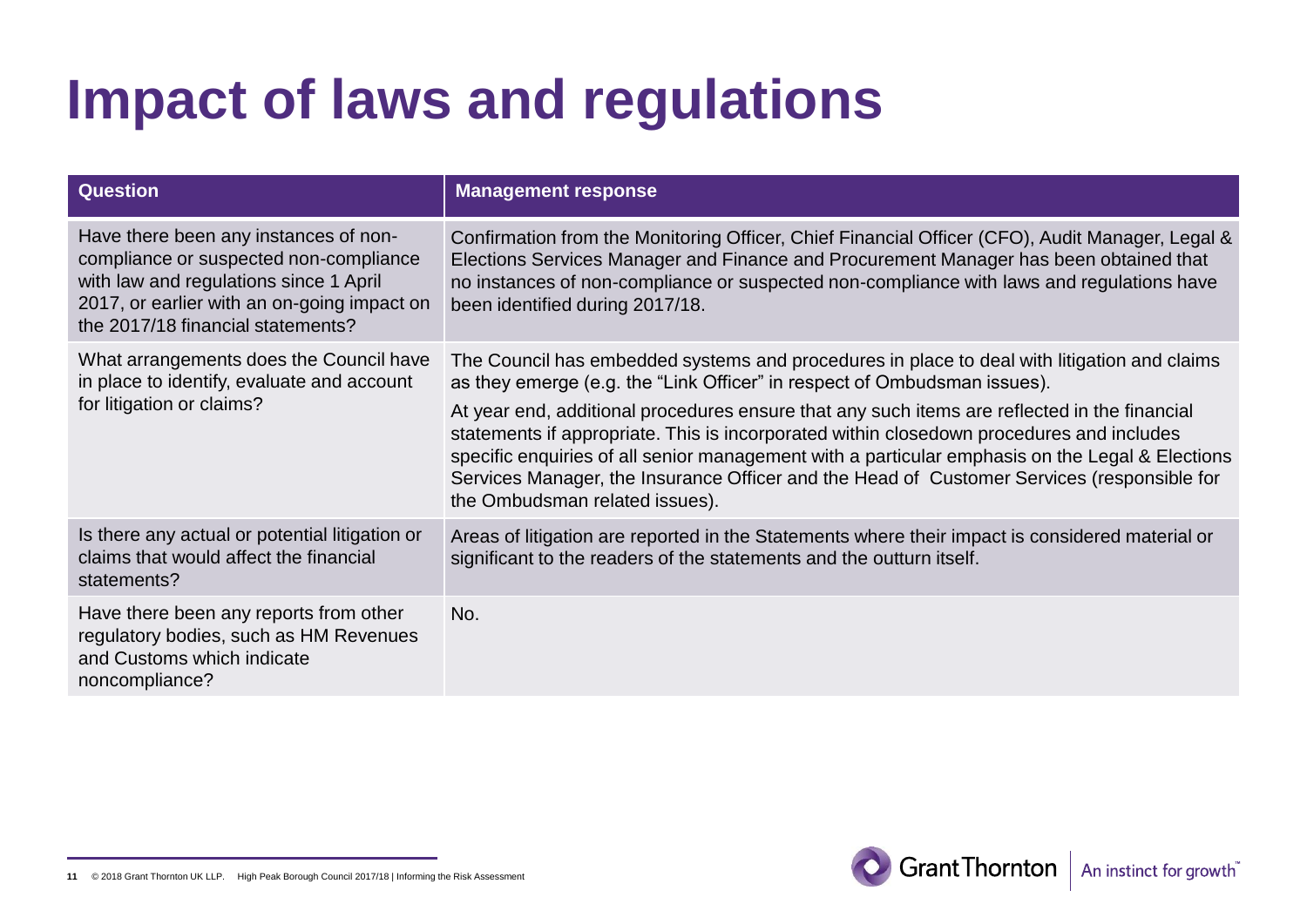# Impact of laws and regulations

| Question | Management response |
|---|---|
| Have there been any instances of non-compliance or suspected non-compliance with law and regulations since 1 April 2017, or earlier with an on-going impact on the 2017/18 financial statements? | Confirmation from the Monitoring Officer, Chief Financial Officer (CFO), Audit Manager, Legal & Elections Services Manager and Finance and Procurement Manager has been obtained that no instances of non-compliance or suspected non-compliance with laws and regulations have been identified during 2017/18. |
| What arrangements does the Council have in place to identify, evaluate and account for litigation or claims? | The Council has embedded systems and procedures in place to deal with litigation and claims as they emerge (e.g. the "Link Officer" in respect of Ombudsman issues).<br><br>At year end, additional procedures ensure that any such items are reflected in the financial statements if appropriate. This is incorporated within closedown procedures and includes specific enquiries of all senior management with a particular emphasis on the Legal & Elections Services Manager, the Insurance Officer and the Head of Customer Services (responsible for the Ombudsman related issues). |
| Is there any actual or potential litigation or claims that would affect the financial statements? | Areas of litigation are reported in the Statements where their impact is considered material or significant to the readers of the statements and the outturn itself. |
| Have there been any reports from other regulatory bodies, such as HM Revenues and Customs which indicate noncompliance? | No. |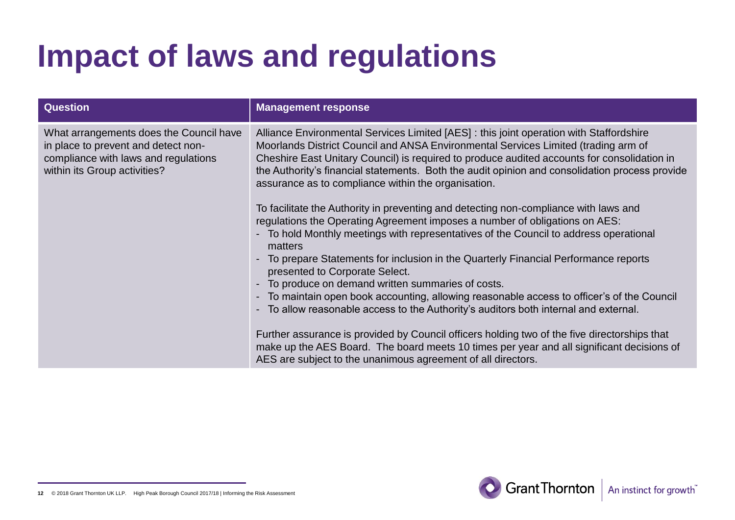# Impact of laws and regulations

| Question | Management response |
| --- | --- |
| What arrangements does the Council have in place to prevent and detect non-compliance with laws and regulations within its Group activities? | Alliance Environmental Services Limited [AES] : this joint operation with Staffordshire Moorlands District Council and ANSA Environmental Services Limited (trading arm of Cheshire East Unitary Council) is required to produce audited accounts for consolidation in the Authority's financial statements. Both the audit opinion and consolidation process provide assurance as to compliance within the organisation.<br><br>To facilitate the Authority in preventing and detecting non-compliance with laws and regulations the Operating Agreement imposes a number of obligations on AES:<br>- To hold Monthly meetings with representatives of the Council to address operational matters<br>- To prepare Statements for inclusion in the Quarterly Financial Performance reports presented to Corporate Select.<br>- To produce on demand written summaries of costs.<br>- To maintain open book accounting, allowing reasonable access to officer's of the Council<br>- To allow reasonable access to the Authority's auditors both internal and external.<br><br>Further assurance is provided by Council officers holding two of the five directorships that make up the AES Board. The board meets 10 times per year and all significant decisions of AES are subject to the unanimous agreement of all directors. |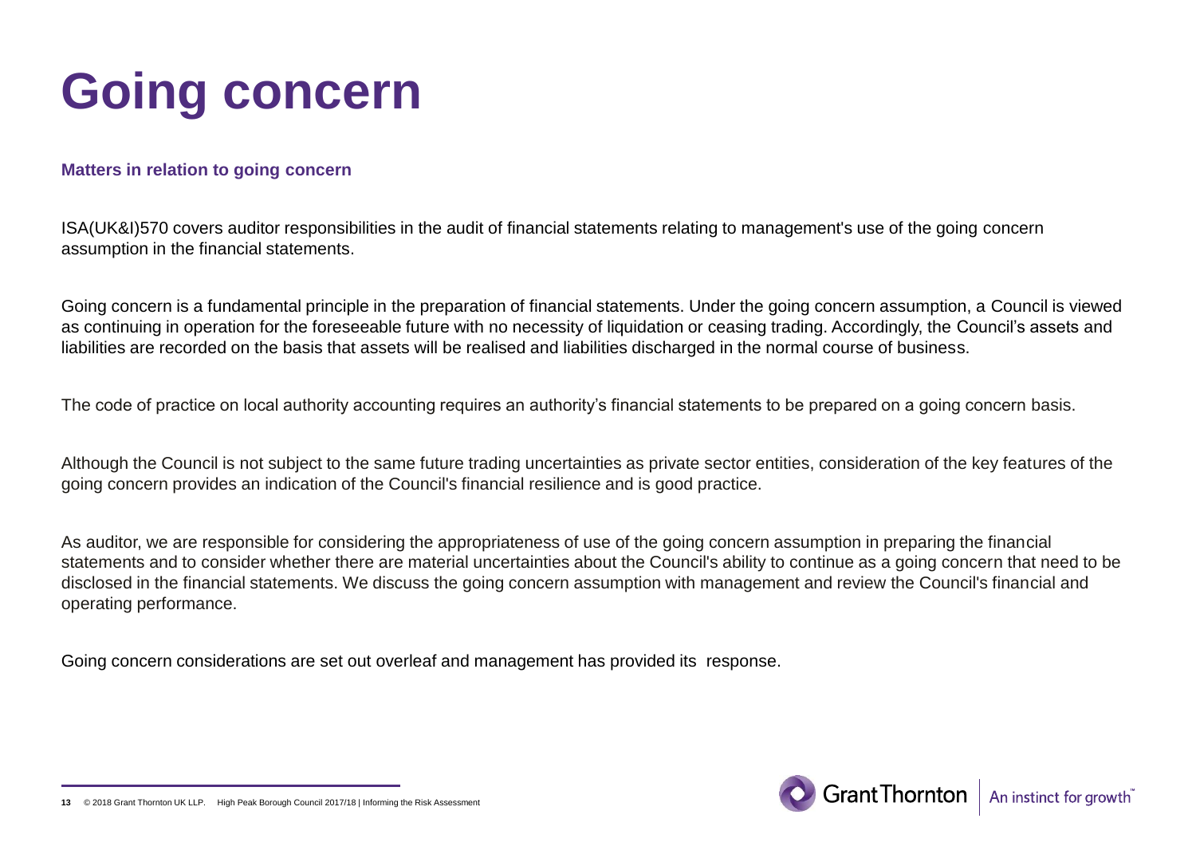# Going concern

### Matters in relation to going concern

ISA(UK&I)570 covers auditor responsibilities in the audit of financial statements relating to management's use of the going concern assumption in the financial statements.

Going concern is a fundamental principle in the preparation of financial statements. Under the going concern assumption, a Council is viewed as continuing in operation for the foreseeable future with no necessity of liquidation or ceasing trading. Accordingly, the Council's assets and liabilities are recorded on the basis that assets will be realised and liabilities discharged in the normal course of business.

The code of practice on local authority accounting requires an authority's financial statements to be prepared on a going concern basis.

Although the Council is not subject to the same future trading uncertainties as private sector entities, consideration of the key features of the going concern provides an indication of the Council's financial resilience and is good practice.

As auditor, we are responsible for considering the appropriateness of use of the going concern assumption in preparing the financial statements and to consider whether there are material uncertainties about the Council's ability to continue as a going concern that need to be disclosed in the financial statements. We discuss the going concern assumption with management and review the Council's financial and operating performance.

Going concern considerations are set out overleaf and management has provided its response.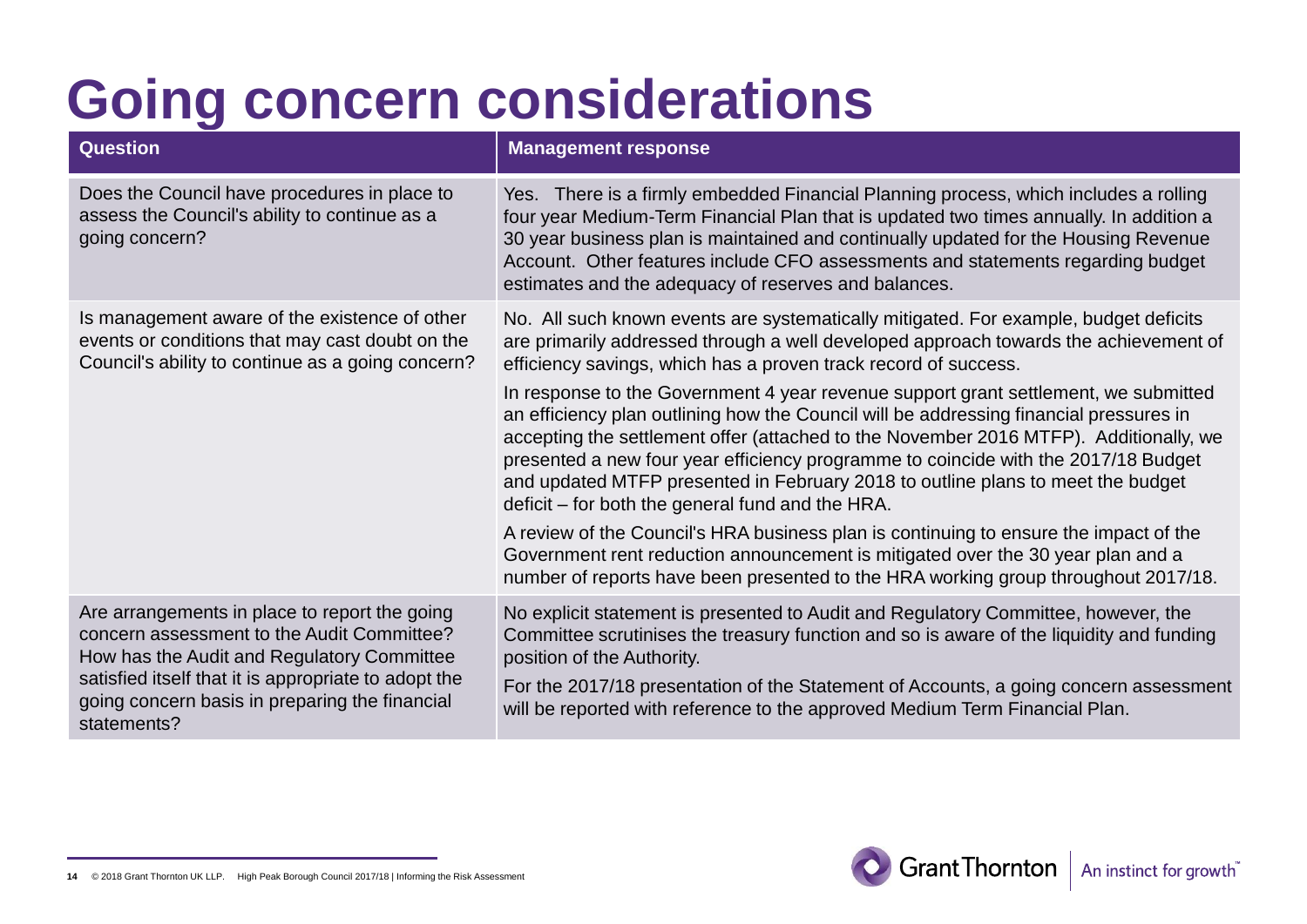# Going concern considerations

| Question | Management response |
|---|---|
| Does the Council have procedures in place to assess the Council's ability to continue as a going concern? | Yes. There is a firmly embedded Financial Planning process, which includes a rolling four year Medium-Term Financial Plan that is updated two times annually. In addition a 30 year business plan is maintained and continually updated for the Housing Revenue Account. Other features include CFO assessments and statements regarding budget estimates and the adequacy of reserves and balances. |
| Is management aware of the existence of other events or conditions that may cast doubt on the Council's ability to continue as a going concern? | No. All such known events are systematically mitigated. For example, budget deficits are primarily addressed through a well developed approach towards the achievement of efficiency savings, which has a proven track record of success.<br><br>In response to the Government 4 year revenue support grant settlement, we submitted an efficiency plan outlining how the Council will be addressing financial pressures in accepting the settlement offer (attached to the November 2016 MTFP). Additionally, we presented a new four year efficiency programme to coincide with the 2017/18 Budget and updated MTFP presented in February 2018 to outline plans to meet the budget deficit – for both the general fund and the HRA.<br><br>A review of the Council's HRA business plan is continuing to ensure the impact of the Government rent reduction announcement is mitigated over the 30 year plan and a number of reports have been presented to the HRA working group throughout 2017/18. |
| Are arrangements in place to report the going concern assessment to the Audit Committee? How has the Audit and Regulatory Committee satisfied itself that it is appropriate to adopt the going concern basis in preparing the financial statements? | No explicit statement is presented to Audit and Regulatory Committee, however, the Committee scrutinises the treasury function and so is aware of the liquidity and funding position of the Authority.<br><br>For the 2017/18 presentation of the Statement of Accounts, a going concern assessment will be reported with reference to the approved Medium Term Financial Plan. |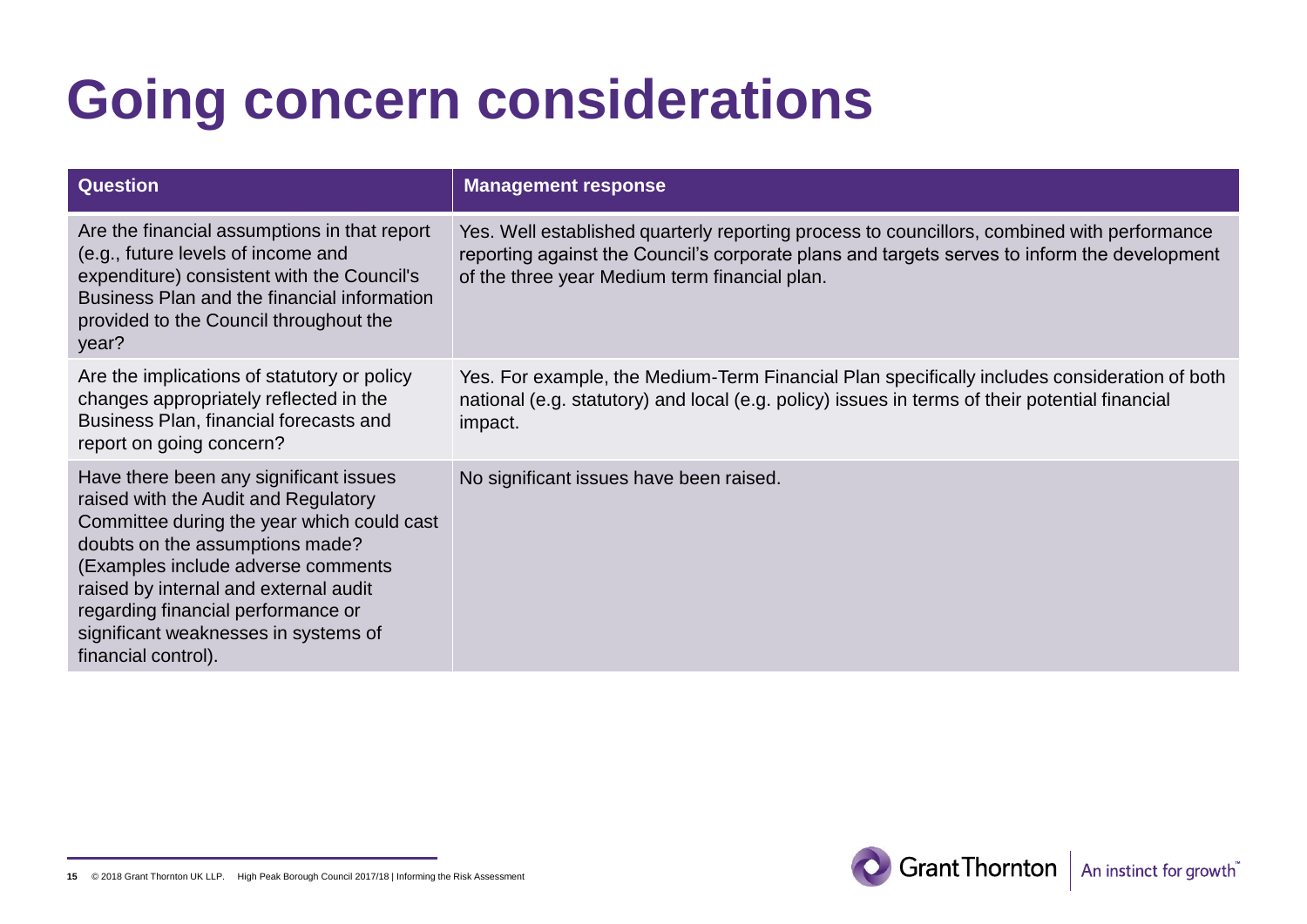# Going concern considerations

| Question | Management response |
| --- | --- |
| Are the financial assumptions in that report (e.g., future levels of income and expenditure) consistent with the Council's Business Plan and the financial information provided to the Council throughout the year? | Yes. Well established quarterly reporting process to councillors, combined with performance reporting against the Council's corporate plans and targets serves to inform the development of the three year Medium term financial plan. |
| Are the implications of statutory or policy changes appropriately reflected in the Business Plan, financial forecasts and report on going concern? | Yes. For example, the Medium-Term Financial Plan specifically includes consideration of both national (e.g. statutory) and local (e.g. policy) issues in terms of their potential financial impact. |
| Have there been any significant issues raised with the Audit and Regulatory Committee during the year which could cast doubts on the assumptions made? (Examples include adverse comments raised by internal and external audit regarding financial performance or significant weaknesses in systems of financial control). | No significant issues have been raised. |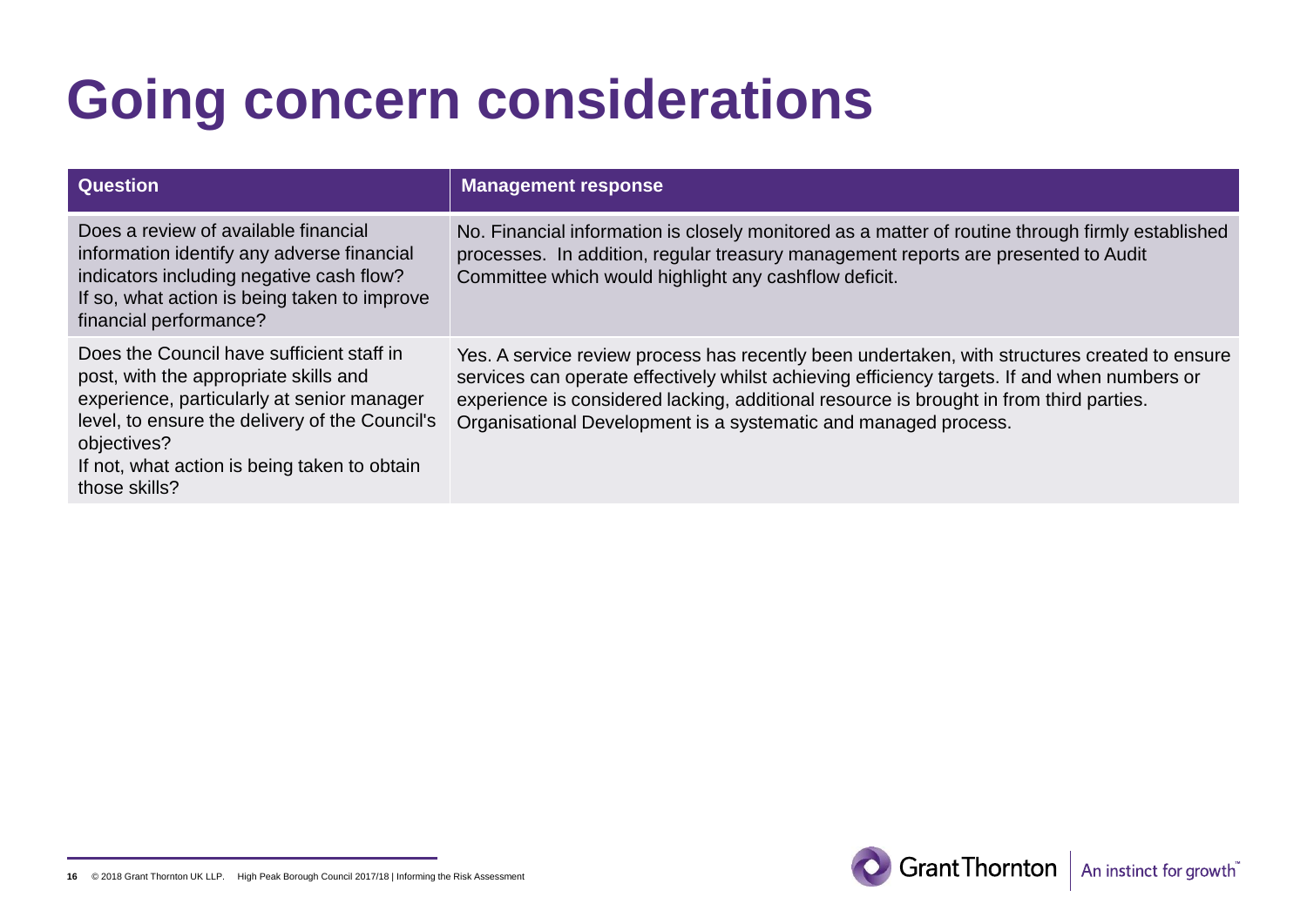# Going concern considerations

| Question | Management response |
| --- | --- |
| Does a review of available financial information identify any adverse financial indicators including negative cash flow? If so, what action is being taken to improve financial performance? | No. Financial information is closely monitored as a matter of routine through firmly established processes. In addition, regular treasury management reports are presented to Audit Committee which would highlight any cashflow deficit. |
| Does the Council have sufficient staff in post, with the appropriate skills and experience, particularly at senior manager level, to ensure the delivery of the Council's objectives? If not, what action is being taken to obtain those skills? | Yes. A service review process has recently been undertaken, with structures created to ensure services can operate effectively whilst achieving efficiency targets. If and when numbers or experience is considered lacking, additional resource is brought in from third parties. Organisational Development is a systematic and managed process. |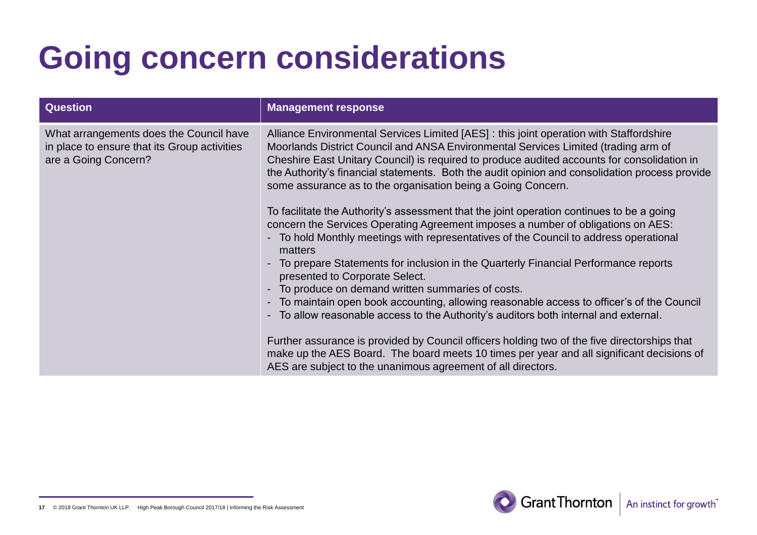# Going concern considerations

| Question | Management response |
| --- | --- |
| What arrangements does the Council have in place to ensure that its Group activities are a Going Concern? | Alliance Environmental Services Limited [AES] : this joint operation with Staffordshire Moorlands District Council and ANSA Environmental Services Limited (trading arm of Cheshire East Unitary Council) is required to produce audited accounts for consolidation in the Authority's financial statements. Both the audit opinion and consolidation process provide some assurance as to the organisation being a Going Concern.<br><br>To facilitate the Authority's assessment that the joint operation continues to be a going concern the Services Operating Agreement imposes a number of obligations on AES:<br>- To hold Monthly meetings with representatives of the Council to address operational matters<br>- To prepare Statements for inclusion in the Quarterly Financial Performance reports presented to Corporate Select.<br>- To produce on demand written summaries of costs.<br>- To maintain open book accounting, allowing reasonable access to officer's of the Council<br>- To allow reasonable access to the Authority's auditors both internal and external.<br><br>Further assurance is provided by Council officers holding two of the five directorships that make up the AES Board. The board meets 10 times per year and all significant decisions of AES are subject to the unanimous agreement of all directors. |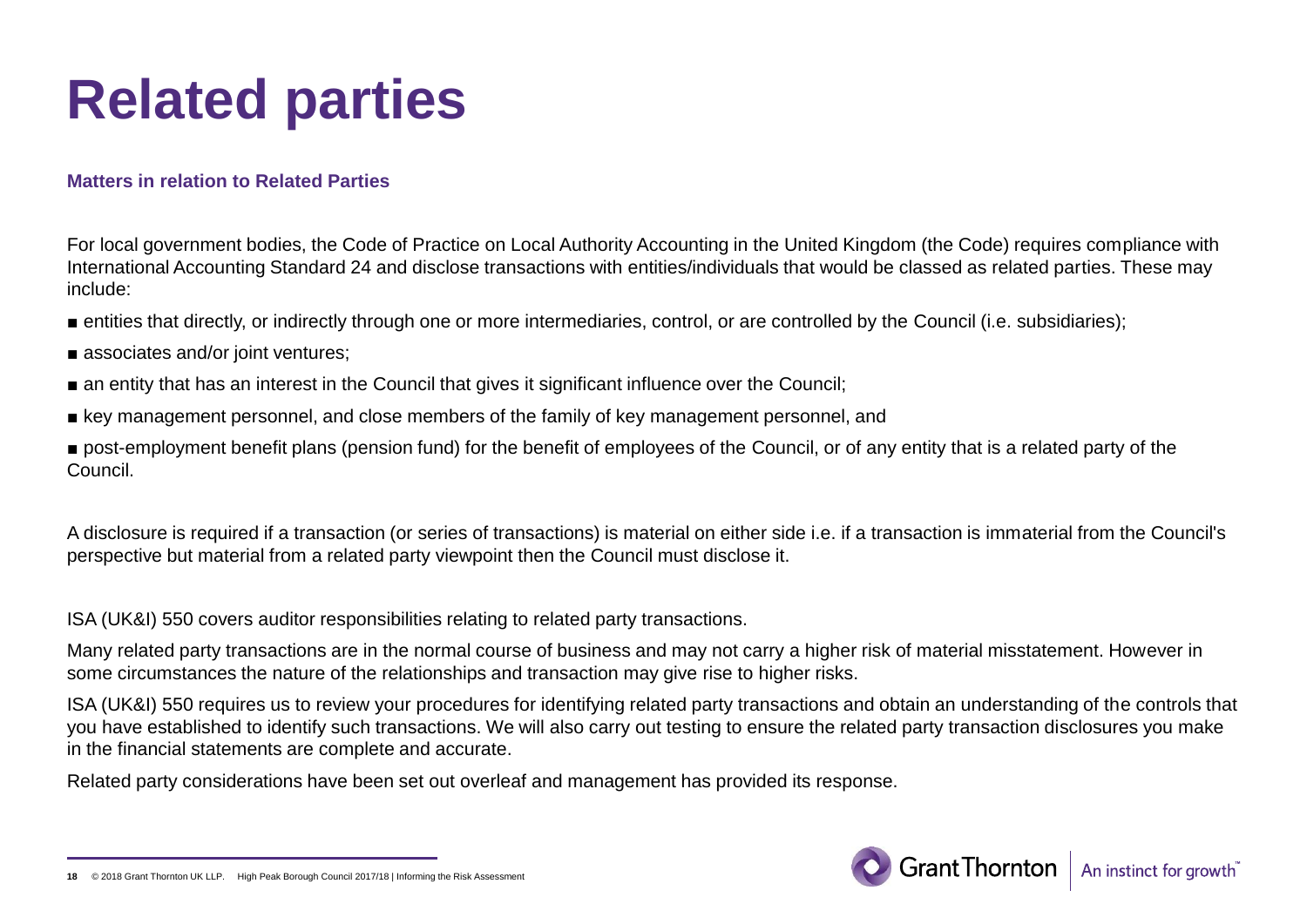# Related parties

### Matters in relation to Related Parties

For local government bodies, the Code of Practice on Local Authority Accounting in the United Kingdom (the Code) requires compliance with International Accounting Standard 24 and disclose transactions with entities/individuals that would be classed as related parties. These may include:

- entities that directly, or indirectly through one or more intermediaries, control, or are controlled by the Council (i.e. subsidiaries);
- associates and/or joint ventures;
- an entity that has an interest in the Council that gives it significant influence over the Council;
- key management personnel, and close members of the family of key management personnel, and
- post-employment benefit plans (pension fund) for the benefit of employees of the Council, or of any entity that is a related party of the Council.

A disclosure is required if a transaction (or series of transactions) is material on either side i.e. if a transaction is immaterial from the Council's perspective but material from a related party viewpoint then the Council must disclose it.

ISA (UK&I) 550 covers auditor responsibilities relating to related party transactions.

Many related party transactions are in the normal course of business and may not carry a higher risk of material misstatement. However in some circumstances the nature of the relationships and transaction may give rise to higher risks.

ISA (UK&I) 550 requires us to review your procedures for identifying related party transactions and obtain an understanding of the controls that you have established to identify such transactions. We will also carry out testing to ensure the related party transaction disclosures you make in the financial statements are complete and accurate.

Related party considerations have been set out overleaf and management has provided its response.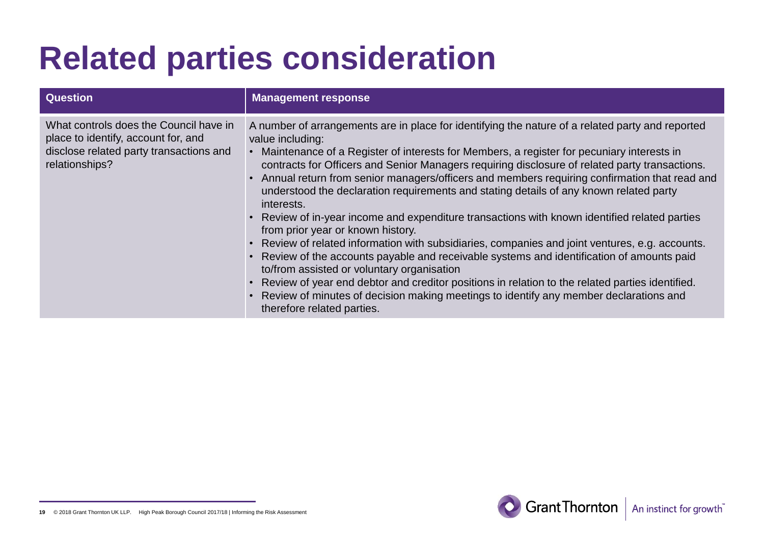# Related parties consideration

| Question | Management response |
|---|---|
| What controls does the Council have in place to identify, account for, and disclose related party transactions and relationships? | A number of arrangements are in place for identifying the nature of a related party and reported value including:<br>• Maintenance of a Register of interests for Members, a register for pecuniary interests in contracts for Officers and Senior Managers requiring disclosure of related party transactions.<br>• Annual return from senior managers/officers and members requiring confirmation that read and understood the declaration requirements and stating details of any known related party interests.<br>• Review of in-year income and expenditure transactions with known identified related parties from prior year or known history.<br>• Review of related information with subsidiaries, companies and joint ventures, e.g. accounts.<br>• Review of the accounts payable and receivable systems and identification of amounts paid to/from assisted or voluntary organisation<br>• Review of year end debtor and creditor positions in relation to the related parties identified.<br>• Review of minutes of decision making meetings to identify any member declarations and therefore related parties. |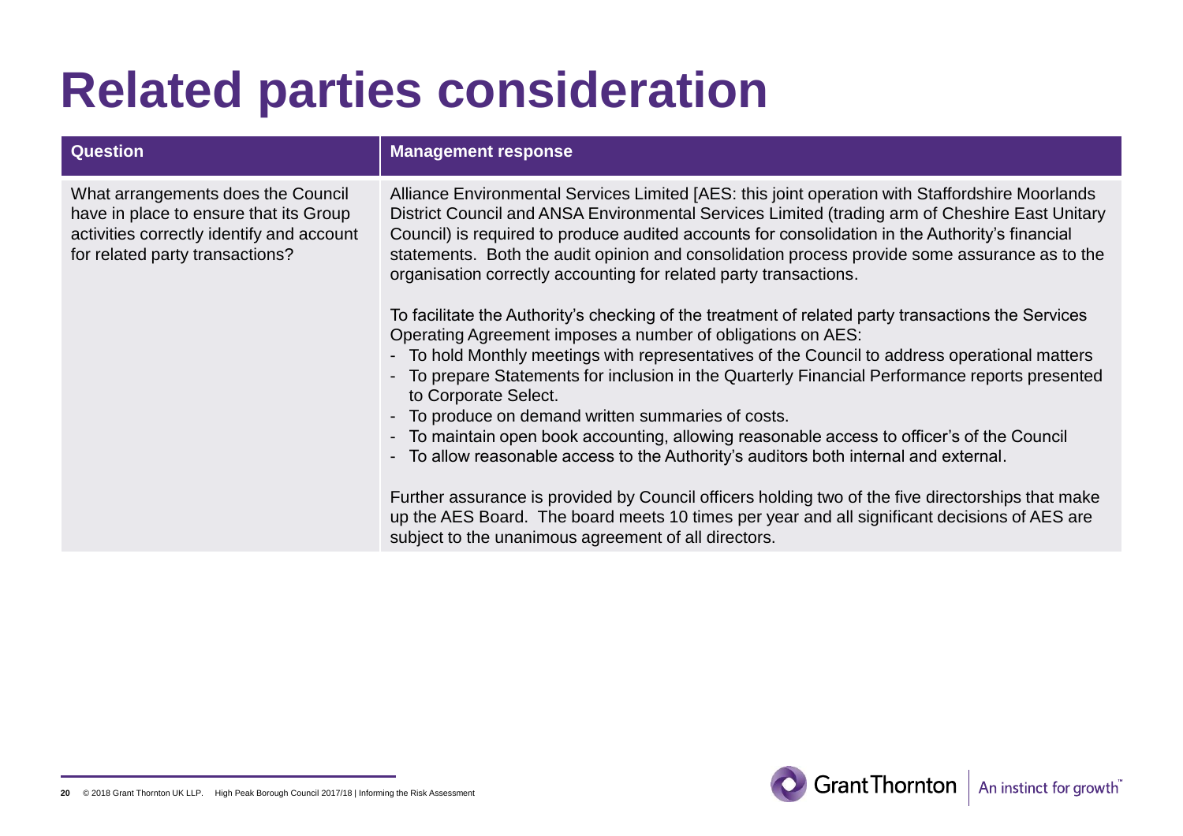# Related parties consideration

| Question | Management response |
|---|---|
| What arrangements does the Council have in place to ensure that its Group activities correctly identify and account for related party transactions? | Alliance Environmental Services Limited [AES: this joint operation with Staffordshire Moorlands District Council and ANSA Environmental Services Limited (trading arm of Cheshire East Unitary Council) is required to produce audited accounts for consolidation in the Authority's financial statements. Both the audit opinion and consolidation process provide some assurance as to the organisation correctly accounting for related party transactions.<br><br>To facilitate the Authority's checking of the treatment of related party transactions the Services Operating Agreement imposes a number of obligations on AES:<br>- To hold Monthly meetings with representatives of the Council to address operational matters<br>- To prepare Statements for inclusion in the Quarterly Financial Performance reports presented to Corporate Select.<br>- To produce on demand written summaries of costs.<br>- To maintain open book accounting, allowing reasonable access to officer's of the Council<br>- To allow reasonable access to the Authority's auditors both internal and external.<br><br>Further assurance is provided by Council officers holding two of the five directorships that make up the AES Board. The board meets 10 times per year and all significant decisions of AES are subject to the unanimous agreement of all directors. |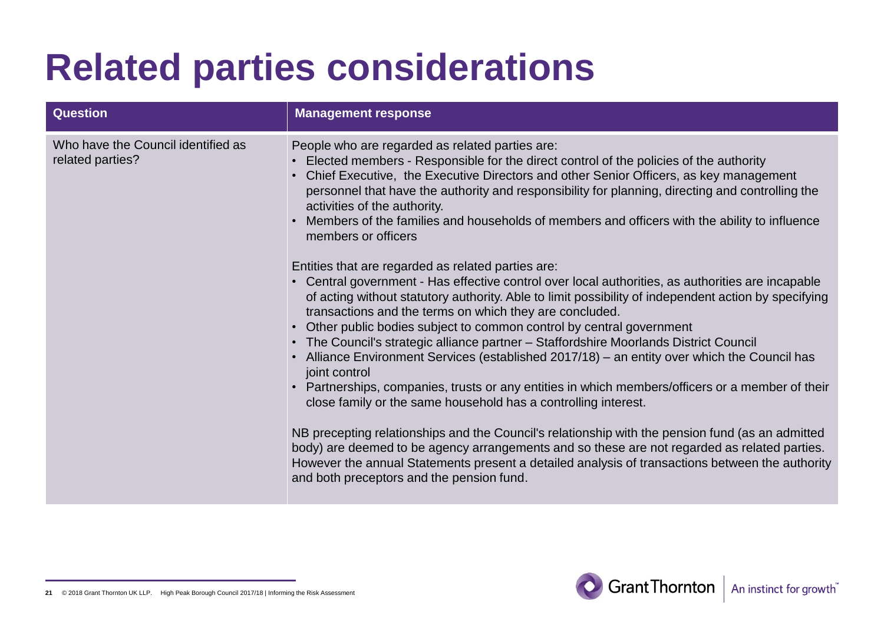# Related parties considerations

| Question | Management response |
|---|---|
| Who have the Council identified as related parties? | People who are regarded as related parties are:<br>• Elected members - Responsible for the direct control of the policies of the authority<br>• Chief Executive, the Executive Directors and other Senior Officers, as key management personnel that have the authority and responsibility for planning, directing and controlling the activities of the authority.<br>• Members of the families and households of members and officers with the ability to influence members or officers<br><br>Entities that are regarded as related parties are:<br>• Central government - Has effective control over local authorities, as authorities are incapable of acting without statutory authority. Able to limit possibility of independent action by specifying transactions and the terms on which they are concluded.<br>• Other public bodies subject to common control by central government<br>• The Council's strategic alliance partner – Staffordshire Moorlands District Council<br>• Alliance Environment Services (established 2017/18) – an entity over which the Council has joint control<br>• Partnerships, companies, trusts or any entities in which members/officers or a member of their close family or the same household has a controlling interest.<br><br>NB precepting relationships and the Council's relationship with the pension fund (as an admitted body) are deemed to be agency arrangements and so these are not regarded as related parties. However the annual Statements present a detailed analysis of transactions between the authority and both preceptors and the pension fund. |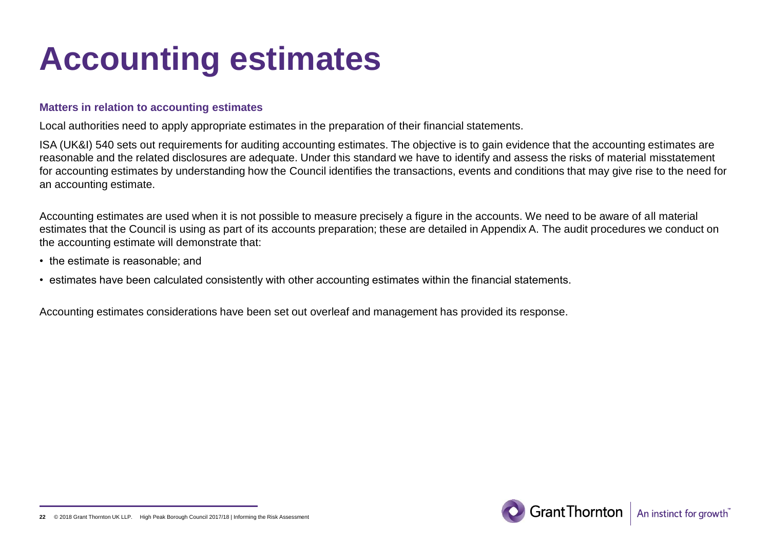# Accounting estimates

### Matters in relation to accounting estimates

Local authorities need to apply appropriate estimates in the preparation of their financial statements.

ISA (UK&I) 540 sets out requirements for auditing accounting estimates. The objective is to gain evidence that the accounting estimates are reasonable and the related disclosures are adequate. Under this standard we have to identify and assess the risks of material misstatement for accounting estimates by understanding how the Council identifies the transactions, events and conditions that may give rise to the need for an accounting estimate.

Accounting estimates are used when it is not possible to measure precisely a figure in the accounts. We need to be aware of all material estimates that the Council is using as part of its accounts preparation; these are detailed in Appendix A. The audit procedures we conduct on the accounting estimate will demonstrate that:

- the estimate is reasonable; and
- estimates have been calculated consistently with other accounting estimates within the financial statements.

Accounting estimates considerations have been set out overleaf and management has provided its response.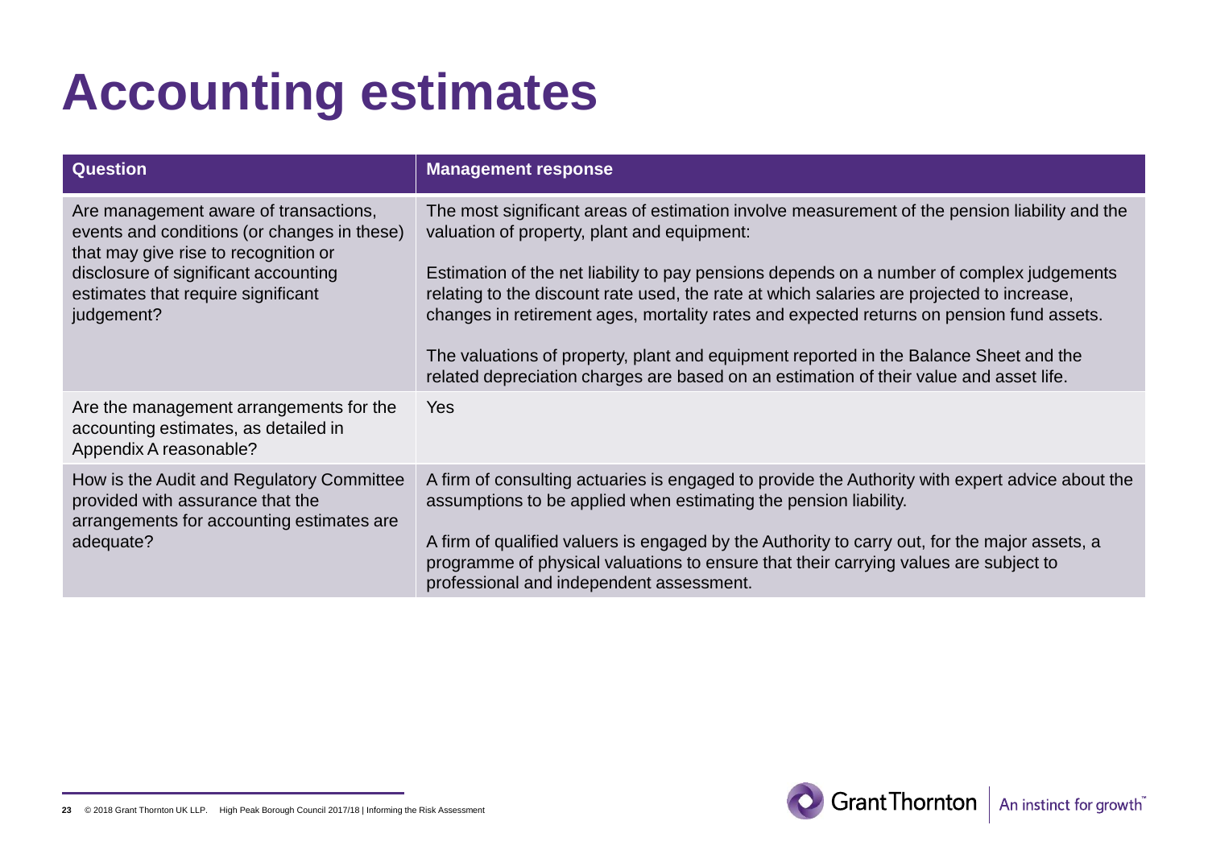# Accounting estimates

| Question | Management response |
| --- | --- |
| Are management aware of transactions, events and conditions (or changes in these) that may give rise to recognition or disclosure of significant accounting estimates that require significant judgement? | The most significant areas of estimation involve measurement of the pension liability and the valuation of property, plant and equipment:<br><br>Estimation of the net liability to pay pensions depends on a number of complex judgements relating to the discount rate used, the rate at which salaries are projected to increase, changes in retirement ages, mortality rates and expected returns on pension fund assets.<br><br>The valuations of property, plant and equipment reported in the Balance Sheet and the related depreciation charges are based on an estimation of their value and asset life. |
| Are the management arrangements for the accounting estimates, as detailed in Appendix A reasonable? | Yes |
| How is the Audit and Regulatory Committee provided with assurance that the arrangements for accounting estimates are adequate? | A firm of consulting actuaries is engaged to provide the Authority with expert advice about the assumptions to be applied when estimating the pension liability.<br><br>A firm of qualified valuers is engaged by the Authority to carry out, for the major assets, a programme of physical valuations to ensure that their carrying values are subject to professional and independent assessment. |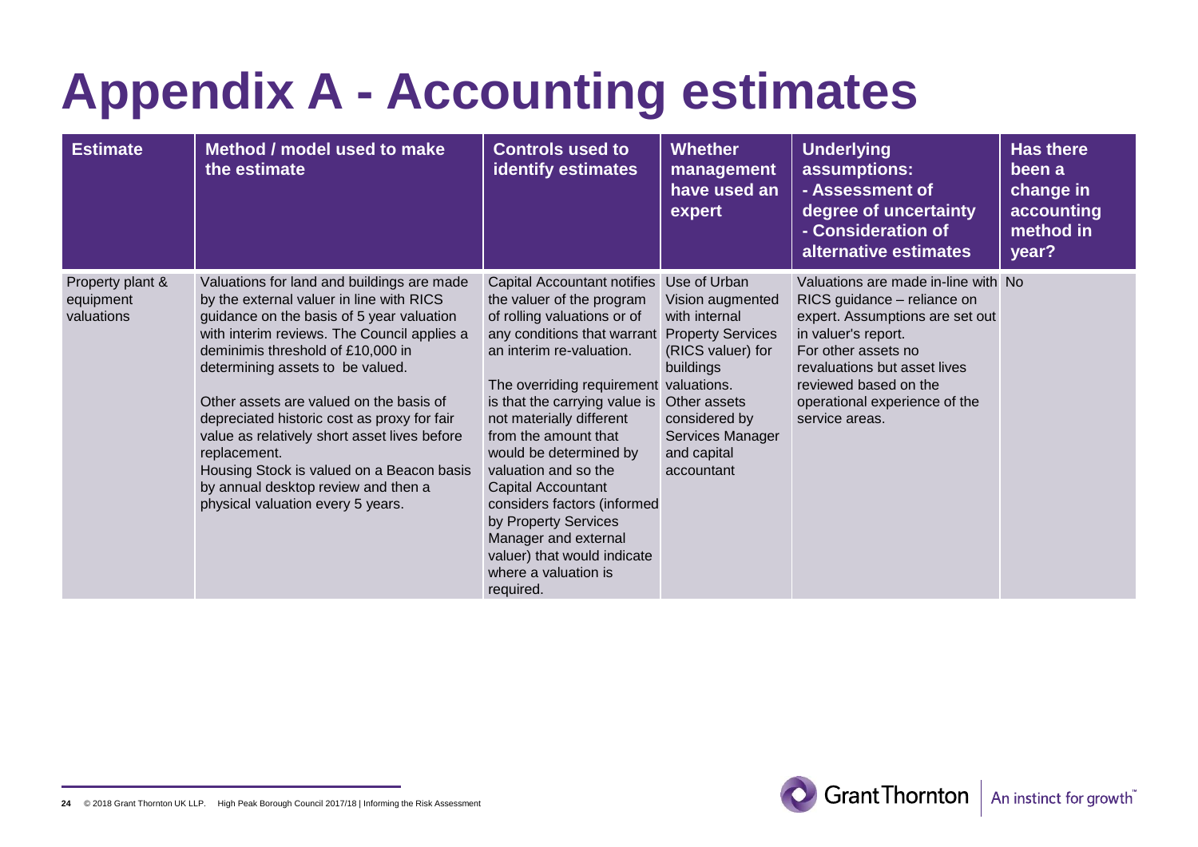# Appendix A - Accounting estimates

| Estimate | Method / model used to make the estimate | Controls used to identify estimates | Whether management have used an expert | Underlying assumptions: - Assessment of degree of uncertainty - Consideration of alternative estimates | Has there been a change in accounting method in year? |
|---|---|---|---|---|---|
| Property plant & equipment valuations | Valuations for land and buildings are made by the external valuer in line with RICS guidance on the basis of 5 year valuation with interim reviews. The Council applies a deminimis threshold of £10,000 in determining assets to be valued.<br><br>Other assets are valued on the basis of depreciated historic cost as proxy for fair value as relatively short asset lives before replacement.<br>Housing Stock is valued on a Beacon basis by annual desktop review and then a physical valuation every 5 years. | Capital Accountant notifies the valuer of the program of rolling valuations or of any conditions that warrant an interim re-valuation.<br><br>The overriding requirement is that the carrying value is not materially different from the amount that would be determined by valuation and so the Capital Accountant considers factors (informed by Property Services Manager and external valuer) that would indicate where a valuation is required. | Use of Urban Vision augmented with internal Property Services (RICS valuer) for buildings valuations.<br>Other assets considered by Services Manager and capital accountant | Valuations are made in-line with RICS guidance – reliance on expert. Assumptions are set out in valuer's report.<br>For other assets no revaluations but asset lives reviewed based on the operational experience of the service areas. | No |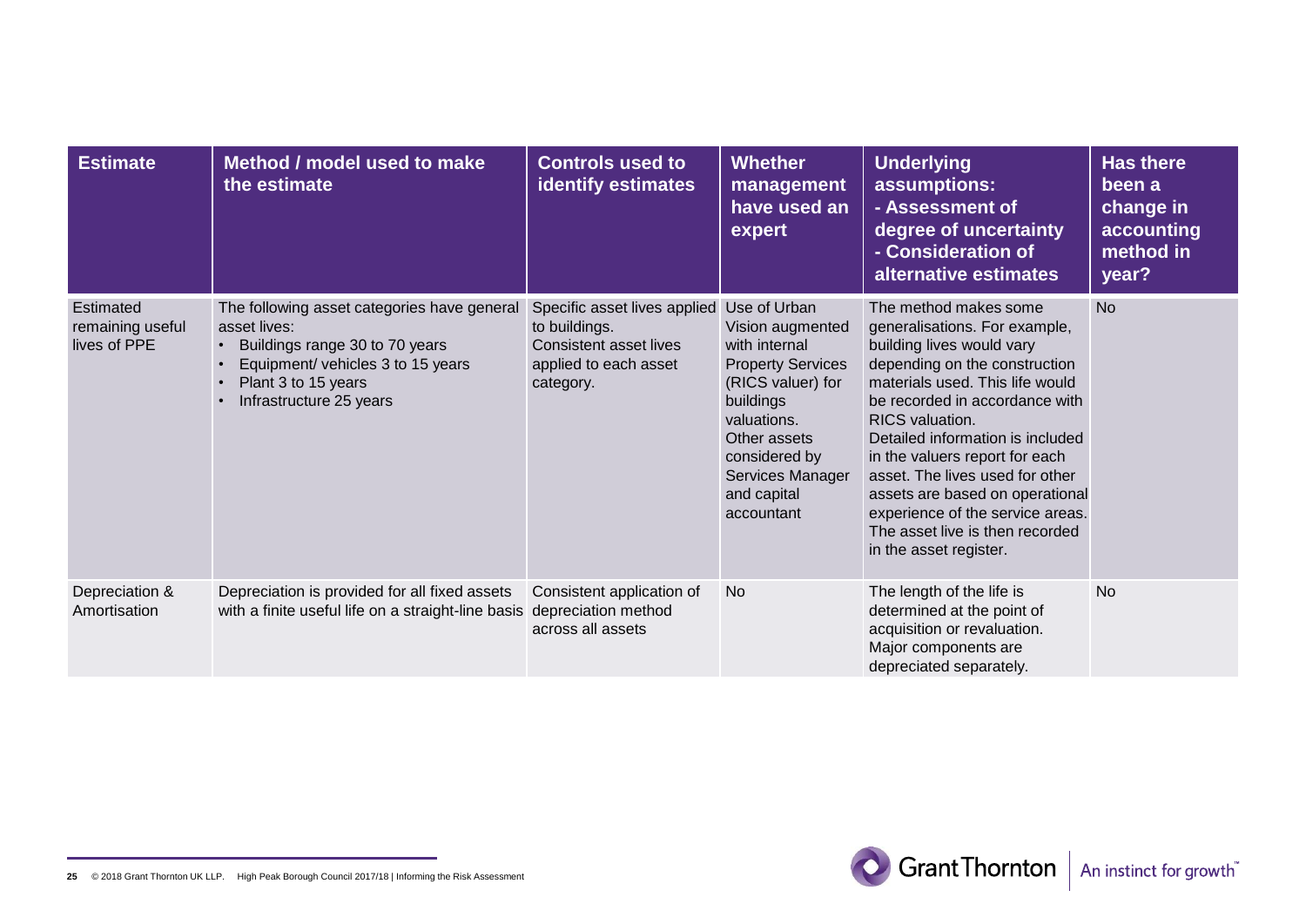| Estimate | Method / model used to make the estimate | Controls used to identify estimates | Whether management have used an expert | Underlying assumptions: - Assessment of degree of uncertainty - Consideration of alternative estimates | Has there been a change in accounting method in year? |
|---|---|---|---|---|---|
| Estimated remaining useful lives of PPE | The following asset categories have general asset lives:<br>• Buildings range 30 to 70 years<br>• Equipment/ vehicles 3 to 15 years<br>• Plant 3 to 15 years<br>• Infrastructure 25 years | Specific asset lives applied to buildings. Consistent asset lives applied to each asset category. | Use of Urban Vision augmented with internal Property Services (RICS valuer) for buildings valuations. Other assets considered by Services Manager and capital accountant | The method makes some generalisations. For example, building lives would vary depending on the construction materials used. This life would be recorded in accordance with RICS valuation. Detailed information is included in the valuers report for each asset. The lives used for other assets are based on operational experience of the service areas. The asset live is then recorded in the asset register. | No |
| Depreciation & Amortisation | Depreciation is provided for all fixed assets with a finite useful life on a straight-line basis | Consistent application of depreciation method across all assets | No | The length of the life is determined at the point of acquisition or revaluation. Major components are depreciated separately. | No |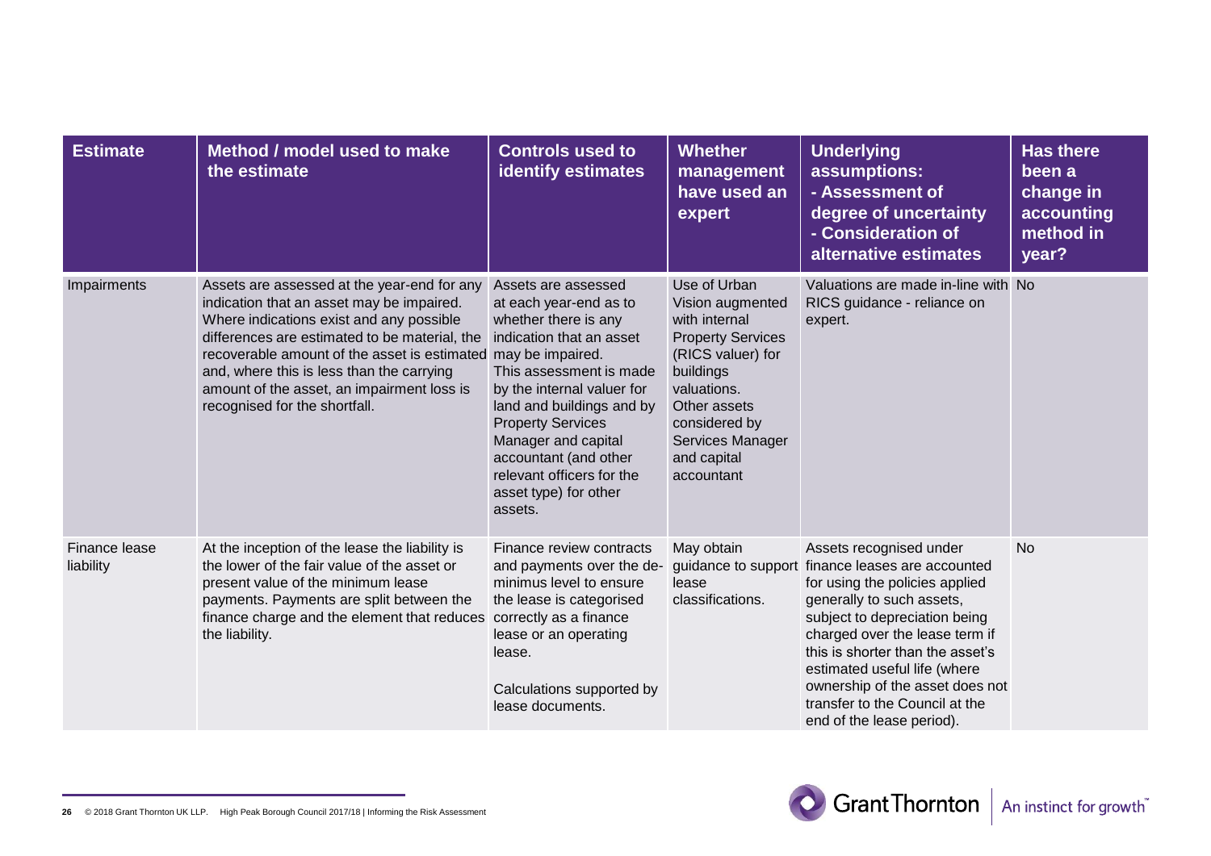| Estimate | Method / model used to make the estimate | Controls used to identify estimates | Whether management have used an expert | Underlying assumptions: - Assessment of degree of uncertainty - Consideration of alternative estimates | Has there been a change in accounting method in year? |
|---|---|---|---|---|---|
| Impairments | Assets are assessed at the year-end for any indication that an asset may be impaired. Where indications exist and any possible differences are estimated to be material, the recoverable amount of the asset is estimated and, where this is less than the carrying amount of the asset, an impairment loss is recognised for the shortfall. | Assets are assessed at each year-end as to whether there is any indication that an asset may be impaired. This assessment is made by the internal valuer for land and buildings and by Property Services Manager and capital accountant (and other relevant officers for the asset type) for other assets. | Use of Urban Vision augmented with internal Property Services (RICS valuer) for buildings valuations. Other assets considered by Services Manager and capital accountant | Valuations are made in-line with RICS guidance - reliance on expert. | No |
| Finance lease liability | At the inception of the lease the liability is the lower of the fair value of the asset or present value of the minimum lease payments. Payments are split between the finance charge and the element that reduces the liability. | Finance review contracts and payments over the de-minimus level to ensure the lease is categorised correctly as a finance lease or an operating lease.<br><br>Calculations supported by lease documents. | May obtain guidance to support lease classifications. | Assets recognised under finance leases are accounted for using the policies applied generally to such assets, subject to depreciation being charged over the lease term if this is shorter than the asset's estimated useful life (where ownership of the asset does not transfer to the Council at the end of the lease period). | No |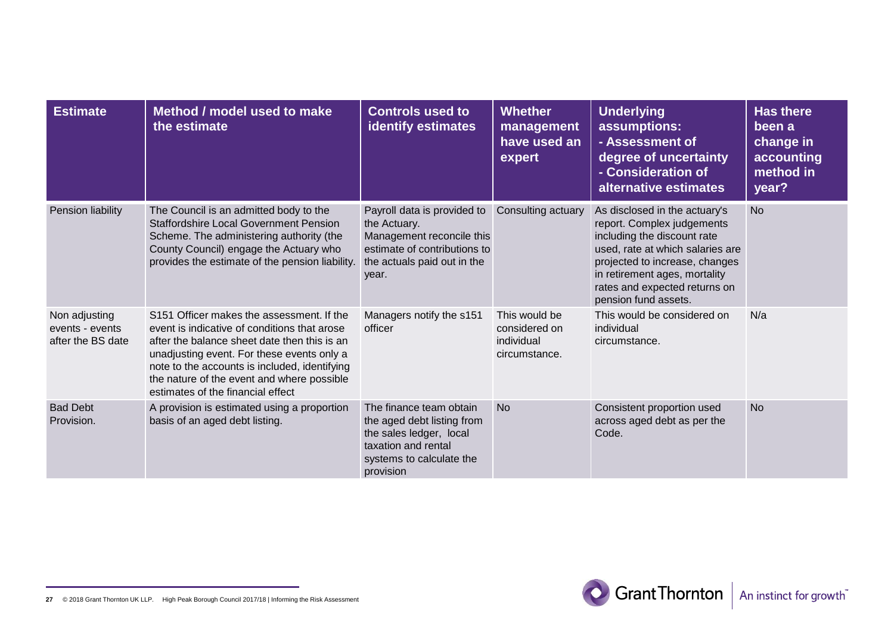| Estimate | Method / model used to make the estimate | Controls used to identify estimates | Whether management have used an expert | Underlying assumptions: - Assessment of degree of uncertainty - Consideration of alternative estimates | Has there been a change in accounting method in year? |
|---|---|---|---|---|---|
| Pension liability | The Council is an admitted body to the Staffordshire Local Government Pension Scheme. The administering authority (the County Council) engage the Actuary who provides the estimate of the pension liability. | Payroll data is provided to the Actuary. Management reconcile this estimate of contributions to the actuals paid out in the year. | Consulting actuary | As disclosed in the actuary's report. Complex judgements including the discount rate used, rate at which salaries are projected to increase, changes in retirement ages, mortality rates and expected returns on pension fund assets. | No |
| Non adjusting events - events after the BS date | S151 Officer makes the assessment. If the event is indicative of conditions that arose after the balance sheet date then this is an unadjusting event. For these events only a note to the accounts is included, identifying the nature of the event and where possible estimates of the financial effect | Managers notify the s151 officer | This would be considered on individual circumstance. | This would be considered on individual circumstance. | N/a |
| Bad Debt Provision. | A provision is estimated using a proportion basis of an aged debt listing. | The finance team obtain the aged debt listing from the sales ledger, local taxation and rental systems to calculate the provision | No | Consistent proportion used across aged debt as per the Code. | No |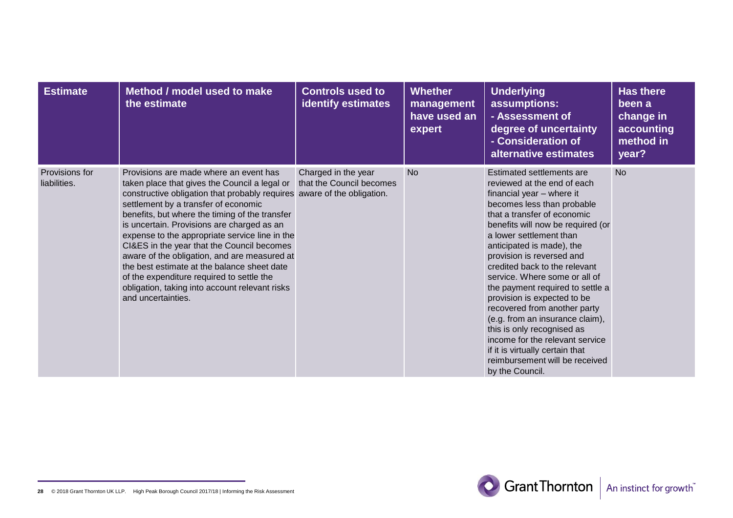| Estimate | Method / model used to make the estimate | Controls used to identify estimates | Whether management have used an expert | Underlying assumptions: - Assessment of degree of uncertainty - Consideration of alternative estimates | Has there been a change in accounting method in year? |
|---|---|---|---|---|---|
| Provisions for liabilities. | Provisions are made where an event has taken place that gives the Council a legal or constructive obligation that probably requires settlement by a transfer of economic benefits, but where the timing of the transfer is uncertain. Provisions are charged as an expense to the appropriate service line in the CI&ES in the year that the Council becomes aware of the obligation, and are measured at the best estimate at the balance sheet date of the expenditure required to settle the obligation, taking into account relevant risks and uncertainties. | Charged in the year that the Council becomes aware of the obligation. | No | Estimated settlements are reviewed at the end of each financial year – where it becomes less than probable that a transfer of economic benefits will now be required (or a lower settlement than anticipated is made), the provision is reversed and credited back to the relevant service. Where some or all of the payment required to settle a provision is expected to be recovered from another party (e.g. from an insurance claim), this is only recognised as income for the relevant service if it is virtually certain that reimbursement will be received by the Council. | No |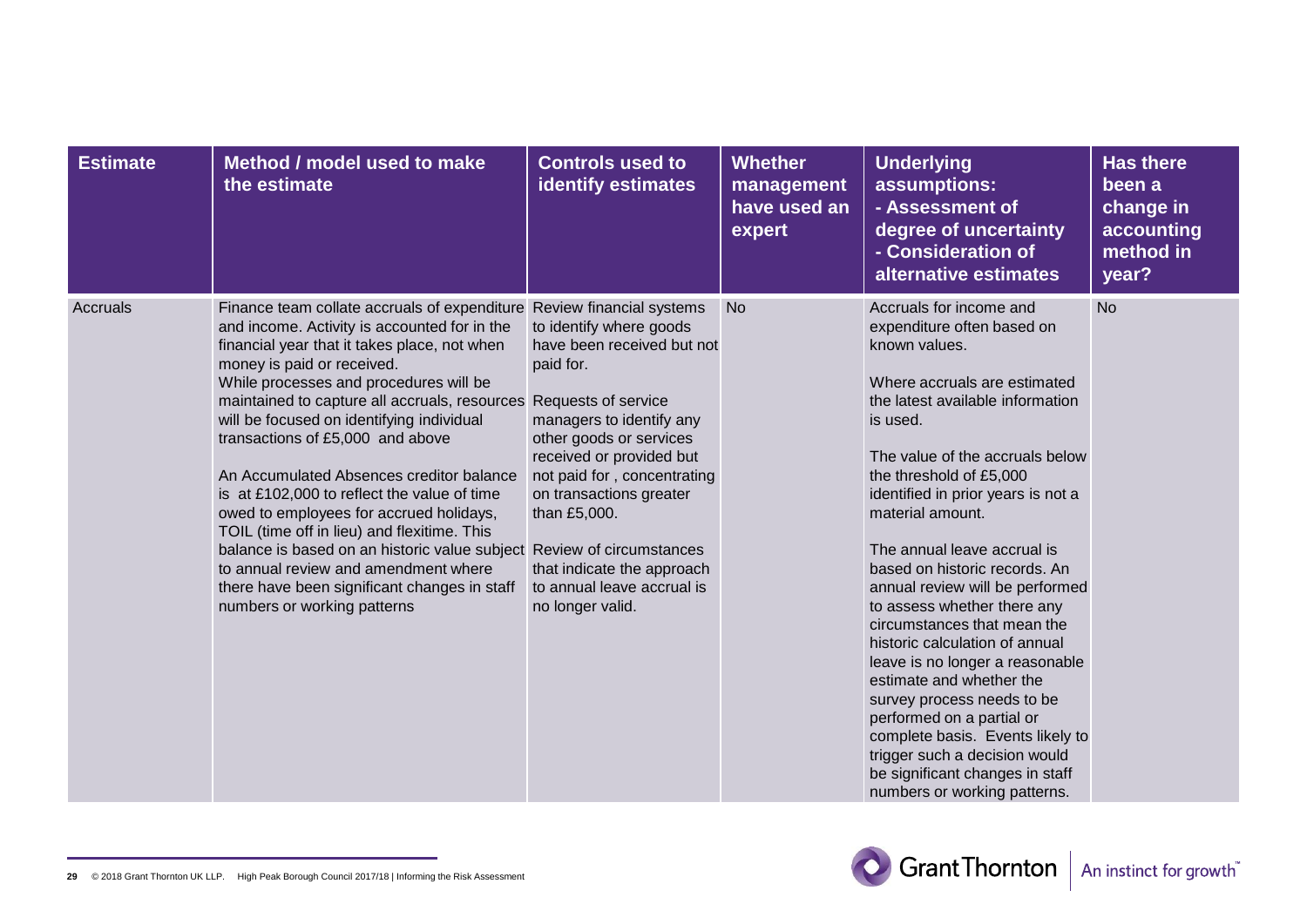| Estimate | Method / model used to make the estimate | Controls used to identify estimates | Whether management have used an expert | Underlying assumptions: - Assessment of degree of uncertainty - Consideration of alternative estimates | Has there been a change in accounting method in year? |
|---|---|---|---|---|---|
| Accruals | Finance team collate accruals of expenditure and income. Activity is accounted for in the financial year that it takes place, not when money is paid or received. While processes and procedures will be maintained to capture all accruals, resources will be focused on identifying individual transactions of £5,000 and above<br><br>An Accumulated Absences creditor balance is at £102,000 to reflect the value of time owed to employees for accrued holidays, TOIL (time off in lieu) and flexitime. This balance is based on an historic value subject to annual review and amendment where there have been significant changes in staff numbers or working patterns | Review financial systems to identify where goods have been received but not paid for.<br><br>Requests of service managers to identify any other goods or services received or provided but not paid for , concentrating on transactions greater than £5,000.<br><br>Review of circumstances that indicate the approach to annual leave accrual is no longer valid. | No | Accruals for income and expenditure often based on known values.<br><br>Where accruals are estimated the latest available information is used.<br><br>The value of the accruals below the threshold of £5,000 identified in prior years is not a material amount.<br><br>The annual leave accrual is based on historic records. An annual review will be performed to assess whether there any circumstances that mean the historic calculation of annual leave is no longer a reasonable estimate and whether the survey process needs to be performed on a partial or complete basis. Events likely to trigger such a decision would be significant changes in staff numbers or working patterns. | No |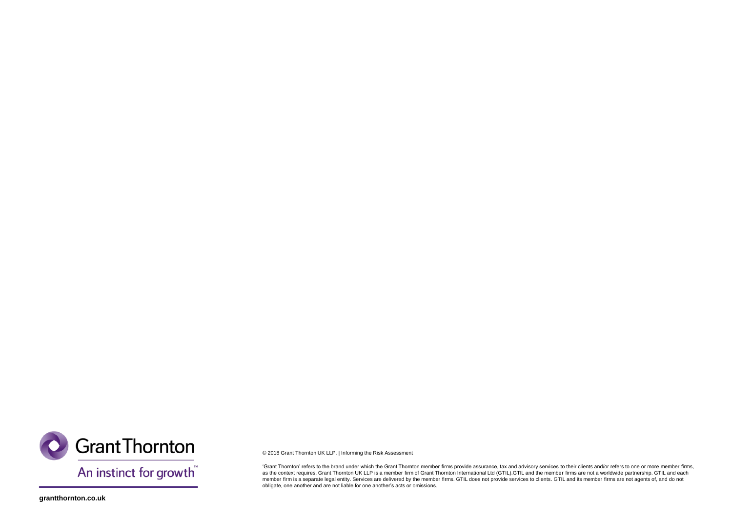Grant Thornton

An instinct for growth™

© 2018 Grant Thornton UK LLP. | Informing the Risk Assessment

'Grant Thornton' refers to the brand under which the Grant Thornton member firms provide assurance, tax and advisory services to their clients and/or refers to one or more member firms, as the context requires. Grant Thornton UK LLP is a member firm of Grant Thornton International Ltd (GTIL).GTIL and the member firms are not a worldwide partnership. GTIL and each member firm is a separate legal entity. Services are delivered by the member firms. GTIL does not provide services to clients. GTIL and its member firms are not agents of, and do not obligate, one another and are not liable for one another's acts or omissions.

**grantthornton.co.uk**